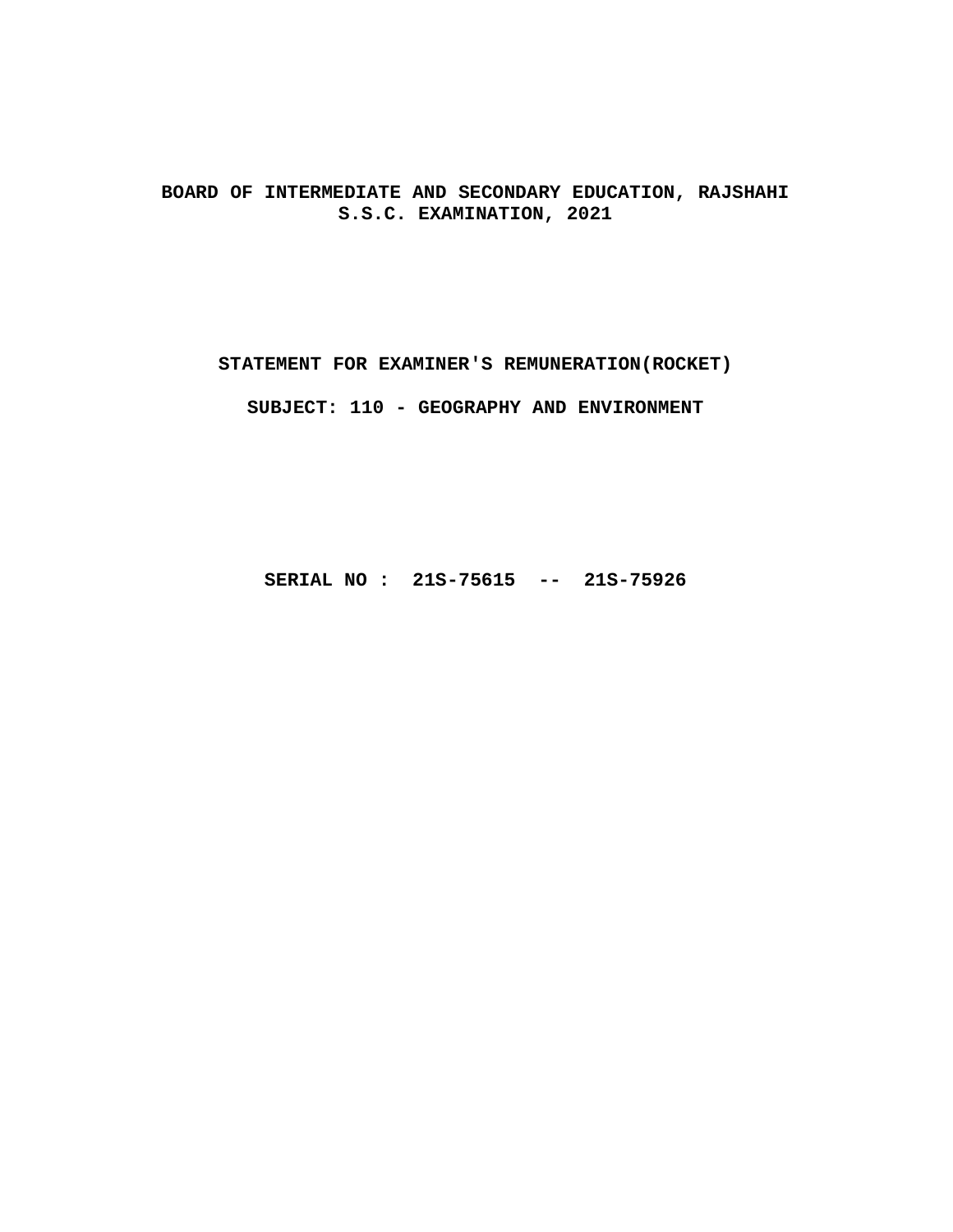# BOARD OF INTERMEDIATE AND SECONDARY EDUCATION, RAJSHAHI
## S.S.C. EXAMINATION, 2021

## STATEMENT FOR EXAMINER'S REMUNERATION(ROCKET)

### SUBJECT: 110 - GEOGRAPHY AND ENVIRONMENT

**SERIAL NO : 21S-75615 -- 21S-75926**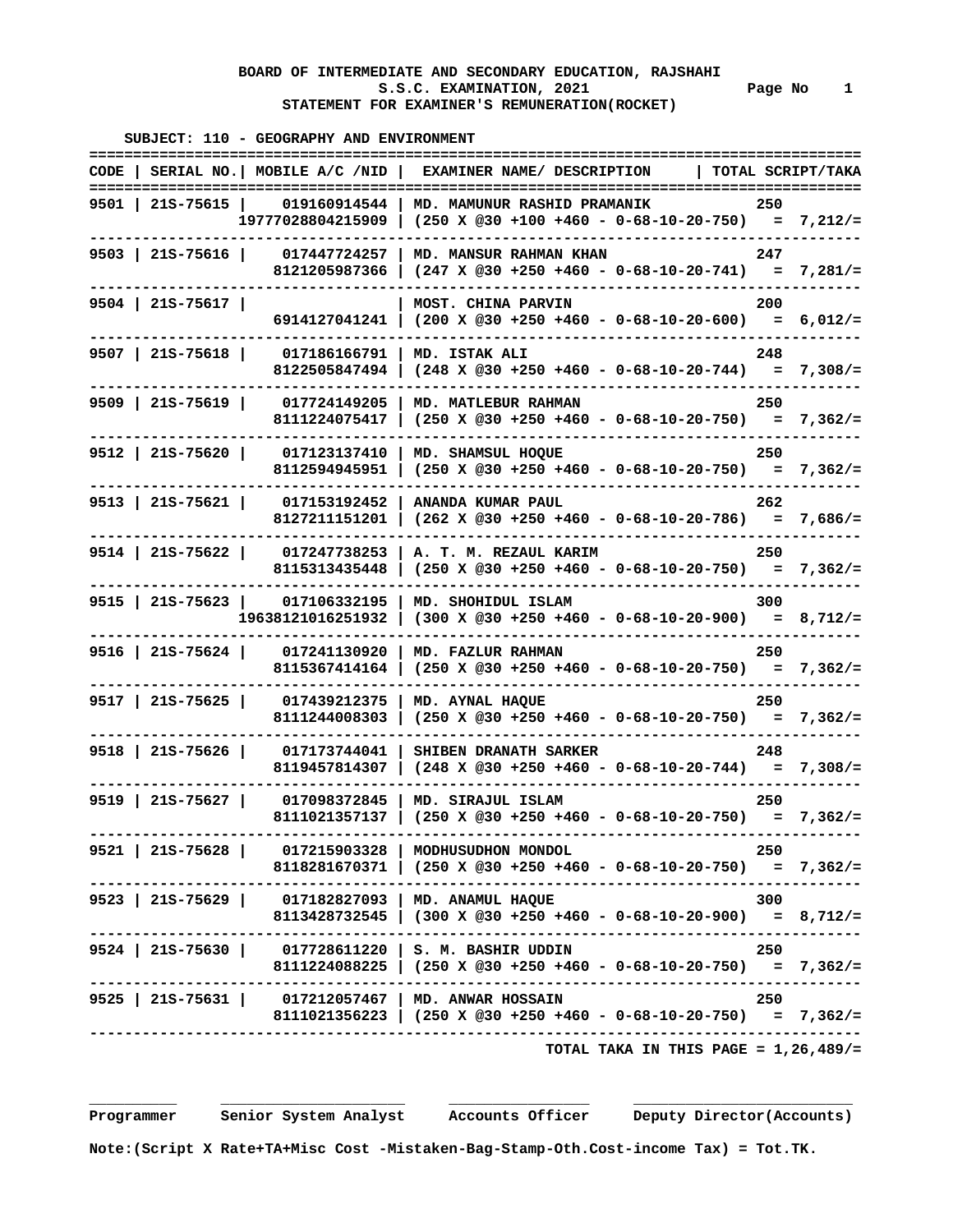**BOARD OF INTERMEDIATE AND SECONDARY EDUCATION, RAJSHAHI**
**S.S.C. EXAMINATION, 2021**
**STATEMENT FOR EXAMINER'S REMUNERATION(ROCKET)**

**SUBJECT: 110 - GEOGRAPHY AND ENVIRONMENT**

| CODE | SERIAL NO. | MOBILE A/C /NID | EXAMINER NAME/ DESCRIPTION | TOTAL SCRIPT/TAKA |
|---|---|---|---|---|
| 9501 | 21S-75615 | 019160914544 | MD. MAMUNUR RASHID PRAMANIK | 250 |
| | | 19777028804215909 | (250 X @30 +100 +460 - 0-68-10-20-750) | = 7,212/= |
| 9503 | 21S-75616 | 017447724257 | MD. MANSUR RAHMAN KHAN | 247 |
| | | 8121205987366 | (247 X @30 +250 +460 - 0-68-10-20-741) | = 7,281/= |
| 9504 | 21S-75617 | | MOST. CHINA PARVIN | 200 |
| | | 6914127041241 | (200 X @30 +250 +460 - 0-68-10-20-600) | = 6,012/= |
| 9507 | 21S-75618 | 017186166791 | MD. ISTAK ALI | 248 |
| | | 8122505847494 | (248 X @30 +250 +460 - 0-68-10-20-744) | = 7,308/= |
| 9509 | 21S-75619 | 017724149205 | MD. MATLEBUR RAHMAN | 250 |
| | | 8111224075417 | (250 X @30 +250 +460 - 0-68-10-20-750) | = 7,362/= |
| 9512 | 21S-75620 | 017123137410 | MD. SHAMSUL HOQUE | 250 |
| | | 8112594945951 | (250 X @30 +250 +460 - 0-68-10-20-750) | = 7,362/= |
| 9513 | 21S-75621 | 017153192452 | ANANDA KUMAR PAUL | 262 |
| | | 8127211151201 | (262 X @30 +250 +460 - 0-68-10-20-786) | = 7,686/= |
| 9514 | 21S-75622 | 017247738253 | A. T. M. REZAUL KARIM | 250 |
| | | 8115313435448 | (250 X @30 +250 +460 - 0-68-10-20-750) | = 7,362/= |
| 9515 | 21S-75623 | 017106332195 | MD. SHOHIDUL ISLAM | 300 |
| | | 19638121016251932 | (300 X @30 +250 +460 - 0-68-10-20-900) | = 8,712/= |
| 9516 | 21S-75624 | 017241130920 | MD. FAZLUR RAHMAN | 250 |
| | | 8115367414164 | (250 X @30 +250 +460 - 0-68-10-20-750) | = 7,362/= |
| 9517 | 21S-75625 | 017439212375 | MD. AYNAL HAQUE | 250 |
| | | 8111244008303 | (250 X @30 +250 +460 - 0-68-10-20-750) | = 7,362/= |
| 9518 | 21S-75626 | 017173744041 | SHIBEN DRANATH SARKER | 248 |
| | | 8119457814307 | (248 X @30 +250 +460 - 0-68-10-20-744) | = 7,308/= |
| 9519 | 21S-75627 | 017098372845 | MD. SIRAJUL ISLAM | 250 |
| | | 8111021357137 | (250 X @30 +250 +460 - 0-68-10-20-750) | = 7,362/= |
| 9521 | 21S-75628 | 017215903328 | MODHUSUDHON MONDOL | 250 |
| | | 8118281670371 | (250 X @30 +250 +460 - 0-68-10-20-750) | = 7,362/= |
| 9523 | 21S-75629 | 017182827093 | MD. ANAMUL HAQUE | 300 |
| | | 8113428732545 | (300 X @30 +250 +460 - 0-68-10-20-900) | = 8,712/= |
| 9524 | 21S-75630 | 017728611220 | S. M. BASHIR UDDIN | 250 |
| | | 8111224088225 | (250 X @30 +250 +460 - 0-68-10-20-750) | = 7,362/= |
| 9525 | 21S-75631 | 017212057467 | MD. ANWAR HOSSAIN | 250 |
| | | 8111021356223 | (250 X @30 +250 +460 - 0-68-10-20-750) | = 7,362/= |

**TOTAL TAKA IN THIS PAGE = 1,26,489/=**

Programmer    Senior System Analyst    Accounts Officer    Deputy Director(Accounts)

**Note:(Script X Rate+TA+Misc Cost -Mistaken-Bag-Stamp-Oth.Cost-income Tax) = Tot.TK.**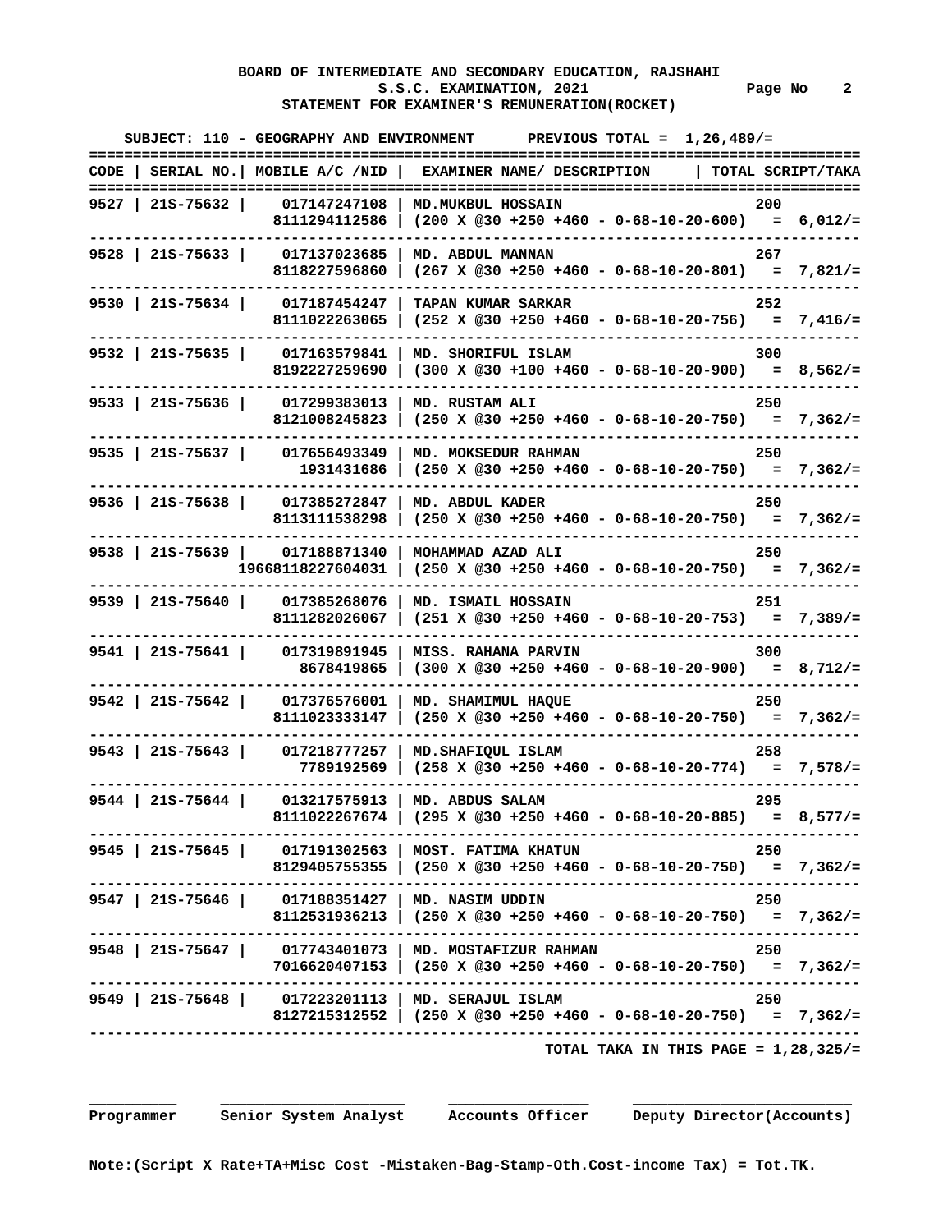**BOARD OF INTERMEDIATE AND SECONDARY EDUCATION, RAJSHAHI**
**S.S.C. EXAMINATION, 2021**
**STATEMENT FOR EXAMINER'S REMUNERATION(ROCKET)**

**SUBJECT: 110 - GEOGRAPHY AND ENVIRONMENT      PREVIOUS TOTAL = 1,26,489/=**

| CODE | SERIAL NO. | MOBILE A/C /NID | EXAMINER NAME/ DESCRIPTION | TOTAL SCRIPT/TAKA |
|---|---|---|---|---|
| 9527 | 21S-75632 | 017147247108 | MD.MUKBUL HOSSAIN | 200 |
| | | 8111294112586 | (200 X @30 +250 +460 - 0-68-10-20-600) | = 6,012/= |
| 9528 | 21S-75633 | 017137023685 | MD. ABDUL MANNAN | 267 |
| | | 8118227596860 | (267 X @30 +250 +460 - 0-68-10-20-801) | = 7,821/= |
| 9530 | 21S-75634 | 017187454247 | TAPAN KUMAR SARKAR | 252 |
| | | 8111022263065 | (252 X @30 +250 +460 - 0-68-10-20-756) | = 7,416/= |
| 9532 | 21S-75635 | 017163579841 | MD. SHORIFUL ISLAM | 300 |
| | | 8192227259690 | (300 X @30 +100 +460 - 0-68-10-20-900) | = 8,562/= |
| 9533 | 21S-75636 | 017299383013 | MD. RUSTAM ALI | 250 |
| | | 8121008245823 | (250 X @30 +250 +460 - 0-68-10-20-750) | = 7,362/= |
| 9535 | 21S-75637 | 017656493349 | MD. MOKSEDUR RAHMAN | 250 |
| | | 1931431686 | (250 X @30 +250 +460 - 0-68-10-20-750) | = 7,362/= |
| 9536 | 21S-75638 | 017385272847 | MD. ABDUL KADER | 250 |
| | | 8113111538298 | (250 X @30 +250 +460 - 0-68-10-20-750) | = 7,362/= |
| 9538 | 21S-75639 | 017188871340 | MOHAMMAD AZAD ALI | 250 |
| | | 19668118227604031 | (250 X @30 +250 +460 - 0-68-10-20-750) | = 7,362/= |
| 9539 | 21S-75640 | 017385268076 | MD. ISMAIL HOSSAIN | 251 |
| | | 8111282026067 | (251 X @30 +250 +460 - 0-68-10-20-753) | = 7,389/= |
| 9541 | 21S-75641 | 017319891945 | MISS. RAHANA PARVIN | 300 |
| | | 8678419865 | (300 X @30 +250 +460 - 0-68-10-20-900) | = 8,712/= |
| 9542 | 21S-75642 | 017376576001 | MD. SHAMIMUL HAQUE | 250 |
| | | 8111023333147 | (250 X @30 +250 +460 - 0-68-10-20-750) | = 7,362/= |
| 9543 | 21S-75643 | 017218777257 | MD.SHAFIQUL ISLAM | 258 |
| | | 7789192569 | (258 X @30 +250 +460 - 0-68-10-20-774) | = 7,578/= |
| 9544 | 21S-75644 | 013217575913 | MD. ABDUS SALAM | 295 |
| | | 8111022267674 | (295 X @30 +250 +460 - 0-68-10-20-885) | = 8,577/= |
| 9545 | 21S-75645 | 017191302563 | MOST. FATIMA KHATUN | 250 |
| | | 8129405755355 | (250 X @30 +250 +460 - 0-68-10-20-750) | = 7,362/= |
| 9547 | 21S-75646 | 017188351427 | MD. NASIM UDDIN | 250 |
| | | 8112531936213 | (250 X @30 +250 +460 - 0-68-10-20-750) | = 7,362/= |
| 9548 | 21S-75647 | 017743401073 | MD. MOSTAFIZUR RAHMAN | 250 |
| | | 7016620407153 | (250 X @30 +250 +460 - 0-68-10-20-750) | = 7,362/= |
| 9549 | 21S-75648 | 017223201113 | MD. SERAJUL ISLAM | 250 |
| | | 8127215312552 | (250 X @30 +250 +460 - 0-68-10-20-750) | = 7,362/= |

**TOTAL TAKA IN THIS PAGE = 1,28,325/=**

Programmer    Senior System Analyst    Accounts Officer    Deputy Director(Accounts)

**Note:(Script X Rate+TA+Misc Cost -Mistaken-Bag-Stamp-Oth.Cost-income Tax) = Tot.TK.**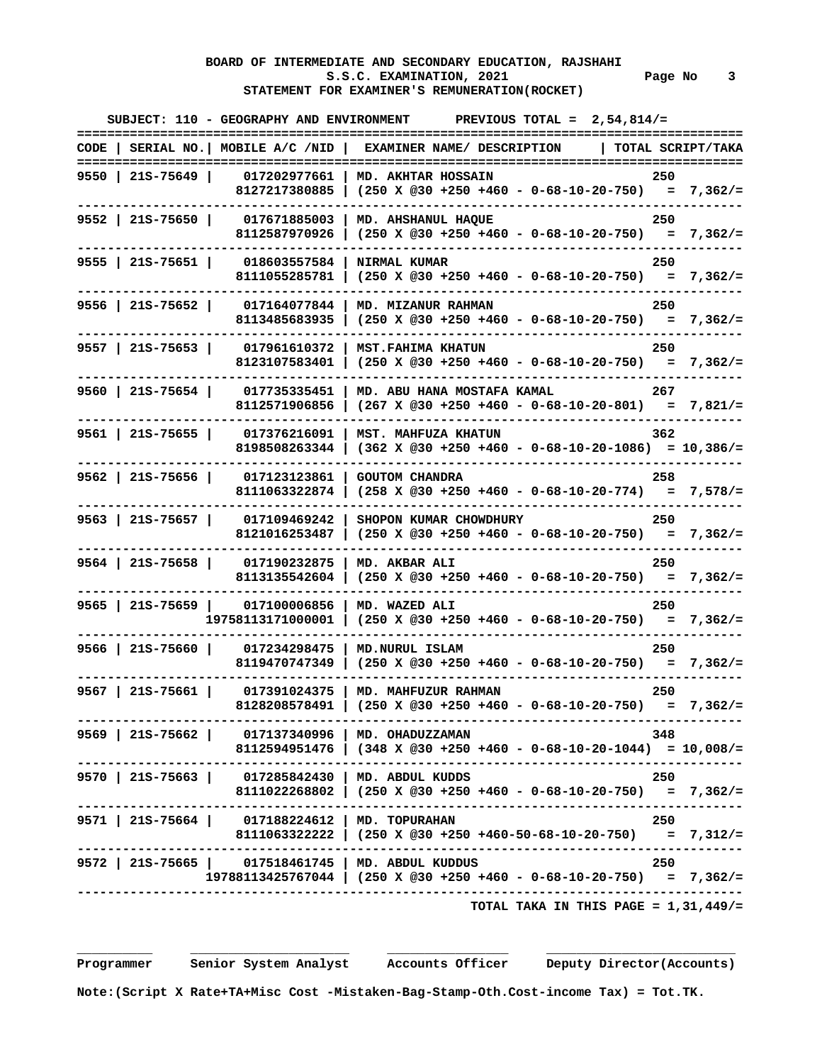**BOARD OF INTERMEDIATE AND SECONDARY EDUCATION, RAJSHAHI**
**S.S.C. EXAMINATION, 2021**
**STATEMENT FOR EXAMINER'S REMUNERATION(ROCKET)**

**SUBJECT: 110 - GEOGRAPHY AND ENVIRONMENT      PREVIOUS TOTAL = 2,54,814/=**

| CODE | SERIAL NO. | MOBILE A/C /NID | EXAMINER NAME/ DESCRIPTION | TOTAL SCRIPT/TAKA |
|---|---|---|---|---|
| 9550 | 21S-75649 | 017202977661<br>8127217380885 | MD. AKHTAR HOSSAIN<br>(250 X @30 +250 +460 - 0-68-10-20-750) | 250<br>= 7,362/= |
| 9552 | 21S-75650 | 017671885003<br>8112587970926 | MD. AHSHANUL HAQUE<br>(250 X @30 +250 +460 - 0-68-10-20-750) | 250<br>= 7,362/= |
| 9555 | 21S-75651 | 018603557584<br>8111055285781 | NIRMAL KUMAR<br>(250 X @30 +250 +460 - 0-68-10-20-750) | 250<br>= 7,362/= |
| 9556 | 21S-75652 | 017164077844<br>8113485683935 | MD. MIZANUR RAHMAN<br>(250 X @30 +250 +460 - 0-68-10-20-750) | 250<br>= 7,362/= |
| 9557 | 21S-75653 | 017961610372<br>8123107583401 | MST.FAHIMA KHATUN<br>(250 X @30 +250 +460 - 0-68-10-20-750) | 250<br>= 7,362/= |
| 9560 | 21S-75654 | 017735335451<br>8112571906856 | MD. ABU HANA MOSTAFA KAMAL<br>(267 X @30 +250 +460 - 0-68-10-20-801) | 267<br>= 7,821/= |
| 9561 | 21S-75655 | 017376216091<br>8198508263344 | MST. MAHFUZA KHATUN<br>(362 X @30 +250 +460 - 0-68-10-20-1086) | 362<br>= 10,386/= |
| 9562 | 21S-75656 | 017123123861<br>8111063322874 | GOUTOM CHANDRA<br>(258 X @30 +250 +460 - 0-68-10-20-774) | 258<br>= 7,578/= |
| 9563 | 21S-75657 | 017109469242<br>8121016253487 | SHOPON KUMAR CHOWDHURY<br>(250 X @30 +250 +460 - 0-68-10-20-750) | 250<br>= 7,362/= |
| 9564 | 21S-75658 | 017190232875<br>8113135542604 | MD. AKBAR ALI<br>(250 X @30 +250 +460 - 0-68-10-20-750) | 250<br>= 7,362/= |
| 9565 | 21S-75659 | 017100006856<br>19758113171000001 | MD. WAZED ALI<br>(250 X @30 +250 +460 - 0-68-10-20-750) | 250<br>= 7,362/= |
| 9566 | 21S-75660 | 017234298475<br>8119470747349 | MD.NURUL ISLAM<br>(250 X @30 +250 +460 - 0-68-10-20-750) | 250<br>= 7,362/= |
| 9567 | 21S-75661 | 017391024375<br>8128208578491 | MD. MAHFUZUR RAHMAN<br>(250 X @30 +250 +460 - 0-68-10-20-750) | 250<br>= 7,362/= |
| 9569 | 21S-75662 | 017137340996<br>8112594951476 | MD. OHADUZZAMAN<br>(348 X @30 +250 +460 - 0-68-10-20-1044) | 348<br>= 10,008/= |
| 9570 | 21S-75663 | 017285842430<br>8111022268802 | MD. ABDUL KUDDS<br>(250 X @30 +250 +460 - 0-68-10-20-750) | 250<br>= 7,362/= |
| 9571 | 21S-75664 | 017188224612<br>8111063322222 | MD. TOPURAHAN<br>(250 X @30 +250 +460-50-68-10-20-750) | 250<br>= 7,312/= |
| 9572 | 21S-75665 | 017518461745<br>19788113425767044 | MD. ABDUL KUDDUS<br>(250 X @30 +250 +460 - 0-68-10-20-750) | 250<br>= 7,362/= |

**TOTAL TAKA IN THIS PAGE = 1,31,449/=**

Programmer      Senior System Analyst      Accounts Officer      Deputy Director(Accounts)

**Note:(Script X Rate+TA+Misc Cost -Mistaken-Bag-Stamp-Oth.Cost-income Tax) = Tot.TK.**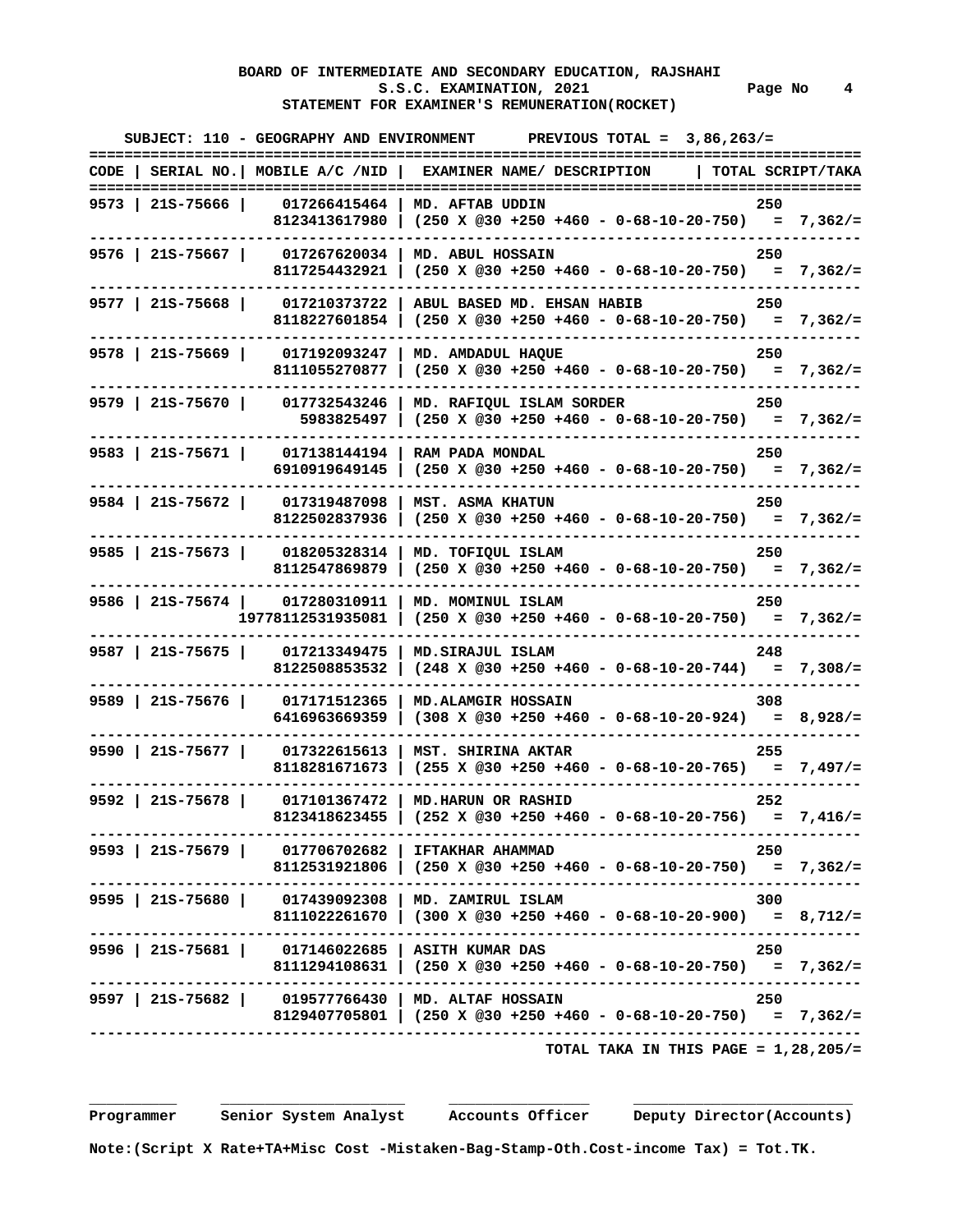**BOARD OF INTERMEDIATE AND SECONDARY EDUCATION, RAJSHAHI**
**S.S.C. EXAMINATION, 2021** Page No 4
**STATEMENT FOR EXAMINER'S REMUNERATION(ROCKET)**

**SUBJECT: 110 - GEOGRAPHY AND ENVIRONMENT PREVIOUS TOTAL = 3,86,263/=**

| CODE | SERIAL NO. | MOBILE A/C /NID | EXAMINER NAME/ DESCRIPTION | TOTAL SCRIPT/TAKA |
|---|---|---|---|---|
| 9573 | 21S-75666 | 017266415464<br>8123413617980 | MD. AFTAB UDDIN<br>(250 X @30 +250 +460 - 0-68-10-20-750) | 250<br>= 7,362/= |
| 9576 | 21S-75667 | 017267620034<br>8117254432921 | MD. ABUL HOSSAIN<br>(250 X @30 +250 +460 - 0-68-10-20-750) | 250<br>= 7,362/= |
| 9577 | 21S-75668 | 017210373722<br>8118227601854 | ABUL BASED MD. EHSAN HABIB<br>(250 X @30 +250 +460 - 0-68-10-20-750) | 250<br>= 7,362/= |
| 9578 | 21S-75669 | 017192093247<br>8111055270877 | MD. AMDADUL HAQUE<br>(250 X @30 +250 +460 - 0-68-10-20-750) | 250<br>= 7,362/= |
| 9579 | 21S-75670 | 017732543246<br>5983825497 | MD. RAFIQUL ISLAM SORDER<br>(250 X @30 +250 +460 - 0-68-10-20-750) | 250<br>= 7,362/= |
| 9583 | 21S-75671 | 017138144194<br>6910919649145 | RAM PADA MONDAL<br>(250 X @30 +250 +460 - 0-68-10-20-750) | 250<br>= 7,362/= |
| 9584 | 21S-75672 | 017319487098<br>8122502837936 | MST. ASMA KHATUN<br>(250 X @30 +250 +460 - 0-68-10-20-750) | 250<br>= 7,362/= |
| 9585 | 21S-75673 | 018205328314<br>8112547869879 | MD. TOFIQUL ISLAM<br>(250 X @30 +250 +460 - 0-68-10-20-750) | 250<br>= 7,362/= |
| 9586 | 21S-75674 | 017280310911<br>19778112531935081 | MD. MOMINUL ISLAM<br>(250 X @30 +250 +460 - 0-68-10-20-750) | 250<br>= 7,362/= |
| 9587 | 21S-75675 | 017213349475<br>8122508853532 | MD.SIRAJUL ISLAM<br>(248 X @30 +250 +460 - 0-68-10-20-744) | 248<br>= 7,308/= |
| 9589 | 21S-75676 | 017171512365<br>6416963669359 | MD.ALAMGIR HOSSAIN<br>(308 X @30 +250 +460 - 0-68-10-20-924) | 308<br>= 8,928/= |
| 9590 | 21S-75677 | 017322615613<br>8118281671673 | MST. SHIRINA AKTAR<br>(255 X @30 +250 +460 - 0-68-10-20-765) | 255<br>= 7,497/= |
| 9592 | 21S-75678 | 017101367472<br>8123418623455 | MD.HARUN OR RASHID<br>(252 X @30 +250 +460 - 0-68-10-20-756) | 252<br>= 7,416/= |
| 9593 | 21S-75679 | 017706702682<br>8112531921806 | IFTAKHAR AHAMMAD<br>(250 X @30 +250 +460 - 0-68-10-20-750) | 250<br>= 7,362/= |
| 9595 | 21S-75680 | 017439092308<br>8111022261670 | MD. ZAMIRUL ISLAM<br>(300 X @30 +250 +460 - 0-68-10-20-900) | 300<br>= 8,712/= |
| 9596 | 21S-75681 | 017146022685<br>8111294108631 | ASITH KUMAR DAS<br>(250 X @30 +250 +460 - 0-68-10-20-750) | 250<br>= 7,362/= |
| 9597 | 21S-75682 | 019577766430<br>8129407705801 | MD. ALTAF HOSSAIN<br>(250 X @30 +250 +460 - 0-68-10-20-750) | 250<br>= 7,362/= |

**TOTAL TAKA IN THIS PAGE = 1,28,205/=**

Programmer &nbsp;&nbsp; Senior System Analyst &nbsp;&nbsp; Accounts Officer &nbsp;&nbsp; Deputy Director(Accounts)

**Note:(Script X Rate+TA+Misc Cost -Mistaken-Bag-Stamp-Oth.Cost-income Tax) = Tot.TK.**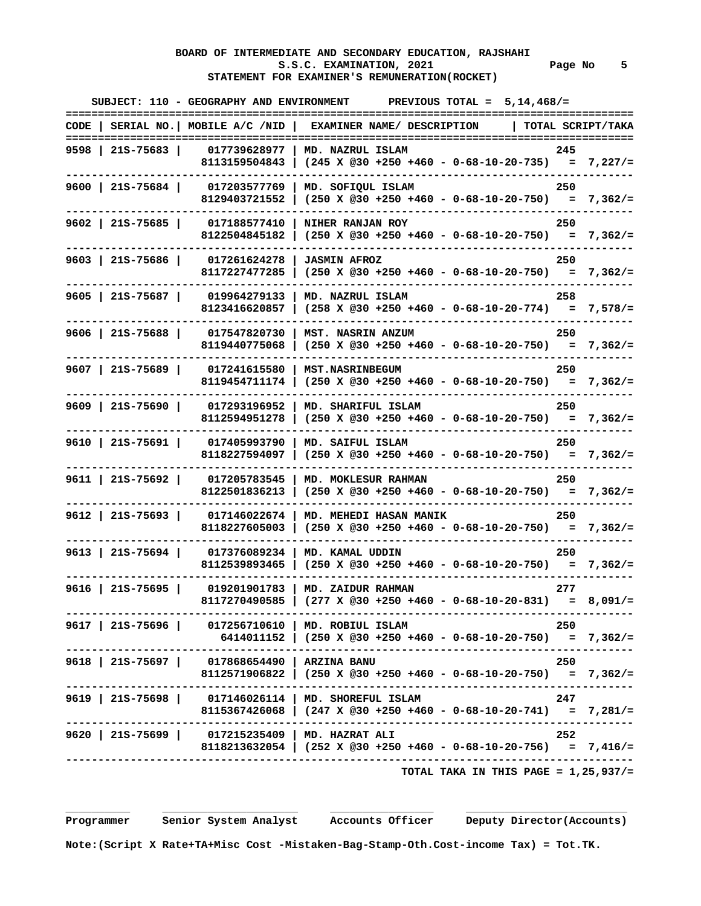**BOARD OF INTERMEDIATE AND SECONDARY EDUCATION, RAJSHAHI**
**S.S.C. EXAMINATION, 2021**
**STATEMENT FOR EXAMINER'S REMUNERATION(ROCKET)**

**SUBJECT: 110 - GEOGRAPHY AND ENVIRONMENT        PREVIOUS TOTAL = 5,14,468/=**

| CODE | SERIAL NO. | MOBILE A/C /NID | EXAMINER NAME/ DESCRIPTION | TOTAL SCRIPT/TAKA |
|---|---|---|---|---|
| 9598 | 21S-75683 | 017739628977 | MD. NAZRUL ISLAM | 245 |
| | | 8113159504843 | (245 X @30 +250 +460 - 0-68-10-20-735) | = 7,227/= |
| 9600 | 21S-75684 | 017203577769 | MD. SOFIQUL ISLAM | 250 |
| | | 8129403721552 | (250 X @30 +250 +460 - 0-68-10-20-750) | = 7,362/= |
| 9602 | 21S-75685 | 017188577410 | NIHER RANJAN ROY | 250 |
| | | 8122504845182 | (250 X @30 +250 +460 - 0-68-10-20-750) | = 7,362/= |
| 9603 | 21S-75686 | 017261624278 | JASMIN AFROZ | 250 |
| | | 8117227477285 | (250 X @30 +250 +460 - 0-68-10-20-750) | = 7,362/= |
| 9605 | 21S-75687 | 019964279133 | MD. NAZRUL ISLAM | 258 |
| | | 8123416620857 | (258 X @30 +250 +460 - 0-68-10-20-774) | = 7,578/= |
| 9606 | 21S-75688 | 017547820730 | MST. NASRIN ANZUM | 250 |
| | | 8119440775068 | (250 X @30 +250 +460 - 0-68-10-20-750) | = 7,362/= |
| 9607 | 21S-75689 | 017241615580 | MST.NASRINBEGUM | 250 |
| | | 8119454711174 | (250 X @30 +250 +460 - 0-68-10-20-750) | = 7,362/= |
| 9609 | 21S-75690 | 017293196952 | MD. SHARIFUL ISLAM | 250 |
| | | 8112594951278 | (250 X @30 +250 +460 - 0-68-10-20-750) | = 7,362/= |
| 9610 | 21S-75691 | 017405993790 | MD. SAIFUL ISLAM | 250 |
| | | 8118227594097 | (250 X @30 +250 +460 - 0-68-10-20-750) | = 7,362/= |
| 9611 | 21S-75692 | 017205783545 | MD. MOKLESUR RAHMAN | 250 |
| | | 8122501836213 | (250 X @30 +250 +460 - 0-68-10-20-750) | = 7,362/= |
| 9612 | 21S-75693 | 017146022674 | MD. MEHEDI HASAN MANIK | 250 |
| | | 8118227605003 | (250 X @30 +250 +460 - 0-68-10-20-750) | = 7,362/= |
| 9613 | 21S-75694 | 017376089234 | MD. KAMAL UDDIN | 250 |
| | | 8112539893465 | (250 X @30 +250 +460 - 0-68-10-20-750) | = 7,362/= |
| 9616 | 21S-75695 | 019201901783 | MD. ZAIDUR RAHMAN | 277 |
| | | 8117270490585 | (277 X @30 +250 +460 - 0-68-10-20-831) | = 8,091/= |
| 9617 | 21S-75696 | 017256710610 | MD. ROBIUL ISLAM | 250 |
| | | 6414011152 | (250 X @30 +250 +460 - 0-68-10-20-750) | = 7,362/= |
| 9618 | 21S-75697 | 017868654490 | ARZINA BANU | 250 |
| | | 8112571906822 | (250 X @30 +250 +460 - 0-68-10-20-750) | = 7,362/= |
| 9619 | 21S-75698 | 017146026114 | MD. SHOREFUL ISLAM | 247 |
| | | 8115367426068 | (247 X @30 +250 +460 - 0-68-10-20-741) | = 7,281/= |
| 9620 | 21S-75699 | 017215235409 | MD. HAZRAT ALI | 252 |
| | | 8118213632054 | (252 X @30 +250 +460 - 0-68-10-20-756) | = 7,416/= |

**TOTAL TAKA IN THIS PAGE = 1,25,937/=**

Programmer    Senior System Analyst    Accounts Officer    Deputy Director(Accounts)

**Note:(Script X Rate+TA+Misc Cost -Mistaken-Bag-Stamp-Oth.Cost-income Tax) = Tot.TK.**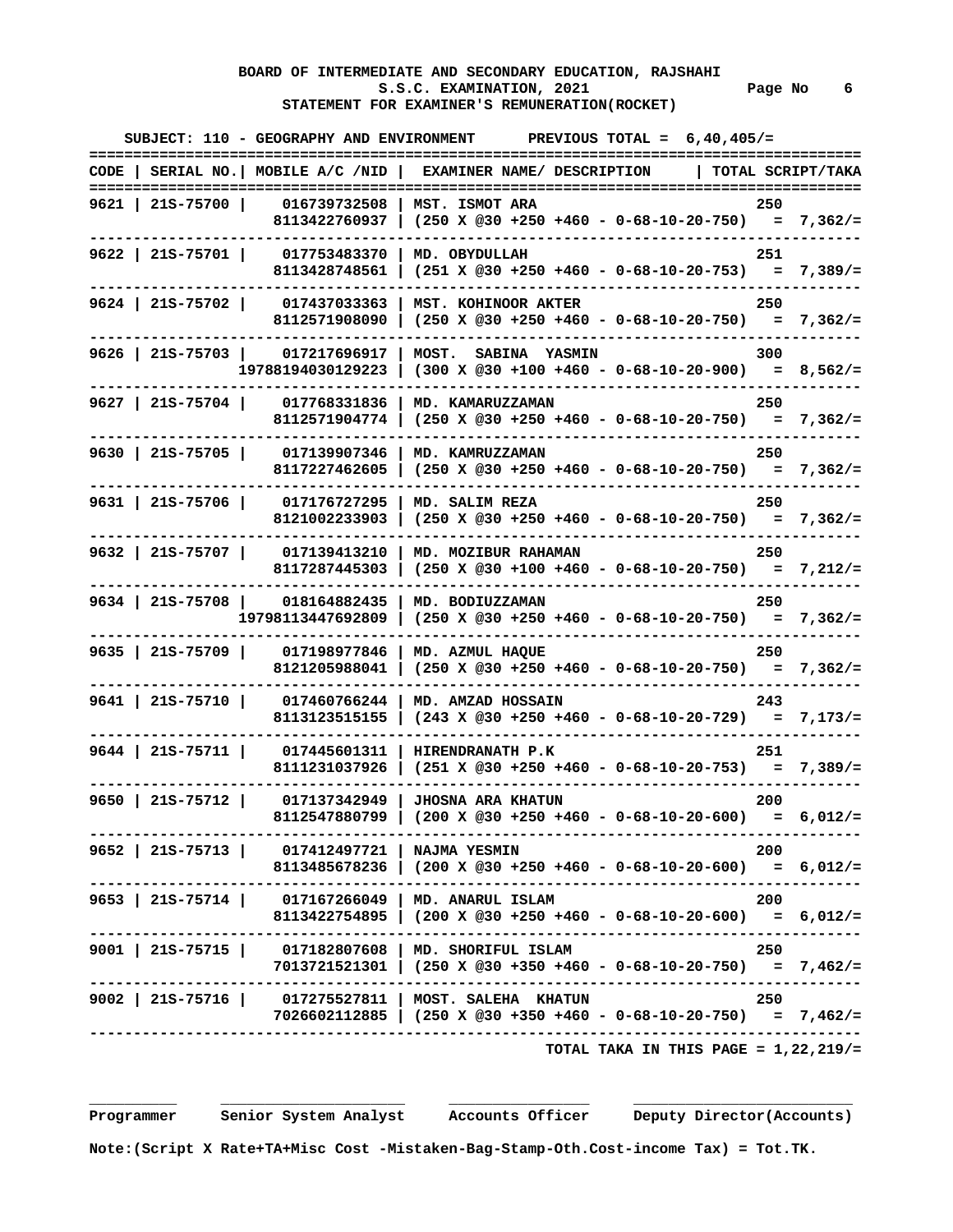# BOARD OF INTERMEDIATE AND SECONDARY EDUCATION, RAJSHAHI

## S.S.C. EXAMINATION, 2021 — Page No 6

## STATEMENT FOR EXAMINER'S REMUNERATION(ROCKET)

**SUBJECT: 110 - GEOGRAPHY AND ENVIRONMENT      PREVIOUS TOTAL = 6,40,405/=**

| CODE | SERIAL NO. | MOBILE A/C /NID | EXAMINER NAME/ DESCRIPTION | TOTAL SCRIPT/TAKA |
|---|---|---|---|---|
| 9621 | 21S-75700 | 016739732508 | MST. ISMOT ARA | 250 |
| | | 8113422760937 | (250 X @30 +250 +460 - 0-68-10-20-750) | = 7,362/= |
| 9622 | 21S-75701 | 017753483370 | MD. OBYDULLAH | 251 |
| | | 8113428748561 | (251 X @30 +250 +460 - 0-68-10-20-753) | = 7,389/= |
| 9624 | 21S-75702 | 017437033363 | MST. KOHINOOR AKTER | 250 |
| | | 8112571908090 | (250 X @30 +250 +460 - 0-68-10-20-750) | = 7,362/= |
| 9626 | 21S-75703 | 017217696917 | MOST.  SABINA  YASMIN | 300 |
| | | 19788194030129223 | (300 X @30 +100 +460 - 0-68-10-20-900) | = 8,562/= |
| 9627 | 21S-75704 | 017768331836 | MD. KAMARUZZAMAN | 250 |
| | | 8112571904774 | (250 X @30 +250 +460 - 0-68-10-20-750) | = 7,362/= |
| 9630 | 21S-75705 | 017139907346 | MD. KAMRUZZAMAN | 250 |
| | | 8117227462605 | (250 X @30 +250 +460 - 0-68-10-20-750) | = 7,362/= |
| 9631 | 21S-75706 | 017176727295 | MD. SALIM REZA | 250 |
| | | 8121002233903 | (250 X @30 +250 +460 - 0-68-10-20-750) | = 7,362/= |
| 9632 | 21S-75707 | 017139413210 | MD. MOZIBUR RAHAMAN | 250 |
| | | 8117287445303 | (250 X @30 +100 +460 - 0-68-10-20-750) | = 7,212/= |
| 9634 | 21S-75708 | 018164882435 | MD. BODIUZZAMAN | 250 |
| | | 19798113447692809 | (250 X @30 +250 +460 - 0-68-10-20-750) | = 7,362/= |
| 9635 | 21S-75709 | 017198977846 | MD. AZMUL HAQUE | 250 |
| | | 8121205988041 | (250 X @30 +250 +460 - 0-68-10-20-750) | = 7,362/= |
| 9641 | 21S-75710 | 017460766244 | MD. AMZAD HOSSAIN | 243 |
| | | 8113123515155 | (243 X @30 +250 +460 - 0-68-10-20-729) | = 7,173/= |
| 9644 | 21S-75711 | 017445601311 | HIRENDRANATH P.K | 251 |
| | | 8111231037926 | (251 X @30 +250 +460 - 0-68-10-20-753) | = 7,389/= |
| 9650 | 21S-75712 | 017137342949 | JHOSNA ARA KHATUN | 200 |
| | | 8112547880799 | (200 X @30 +250 +460 - 0-68-10-20-600) | = 6,012/= |
| 9652 | 21S-75713 | 017412497721 | NAJMA YESMIN | 200 |
| | | 8113485678236 | (200 X @30 +250 +460 - 0-68-10-20-600) | = 6,012/= |
| 9653 | 21S-75714 | 017167266049 | MD. ANARUL ISLAM | 200 |
| | | 8113422754895 | (200 X @30 +250 +460 - 0-68-10-20-600) | = 6,012/= |
| 9001 | 21S-75715 | 017182807608 | MD. SHORIFUL ISLAM | 250 |
| | | 7013721521301 | (250 X @30 +350 +460 - 0-68-10-20-750) | = 7,462/= |
| 9002 | 21S-75716 | 017275527811 | MOST. SALEHA  KHATUN | 250 |
| | | 7026602112885 | (250 X @30 +350 +460 - 0-68-10-20-750) | = 7,462/= |

**TOTAL TAKA IN THIS PAGE = 1,22,219/=**

Programmer      Senior System Analyst      Accounts Officer      Deputy Director(Accounts)

**Note:(Script X Rate+TA+Misc Cost -Mistaken-Bag-Stamp-Oth.Cost-income Tax) = Tot.TK.**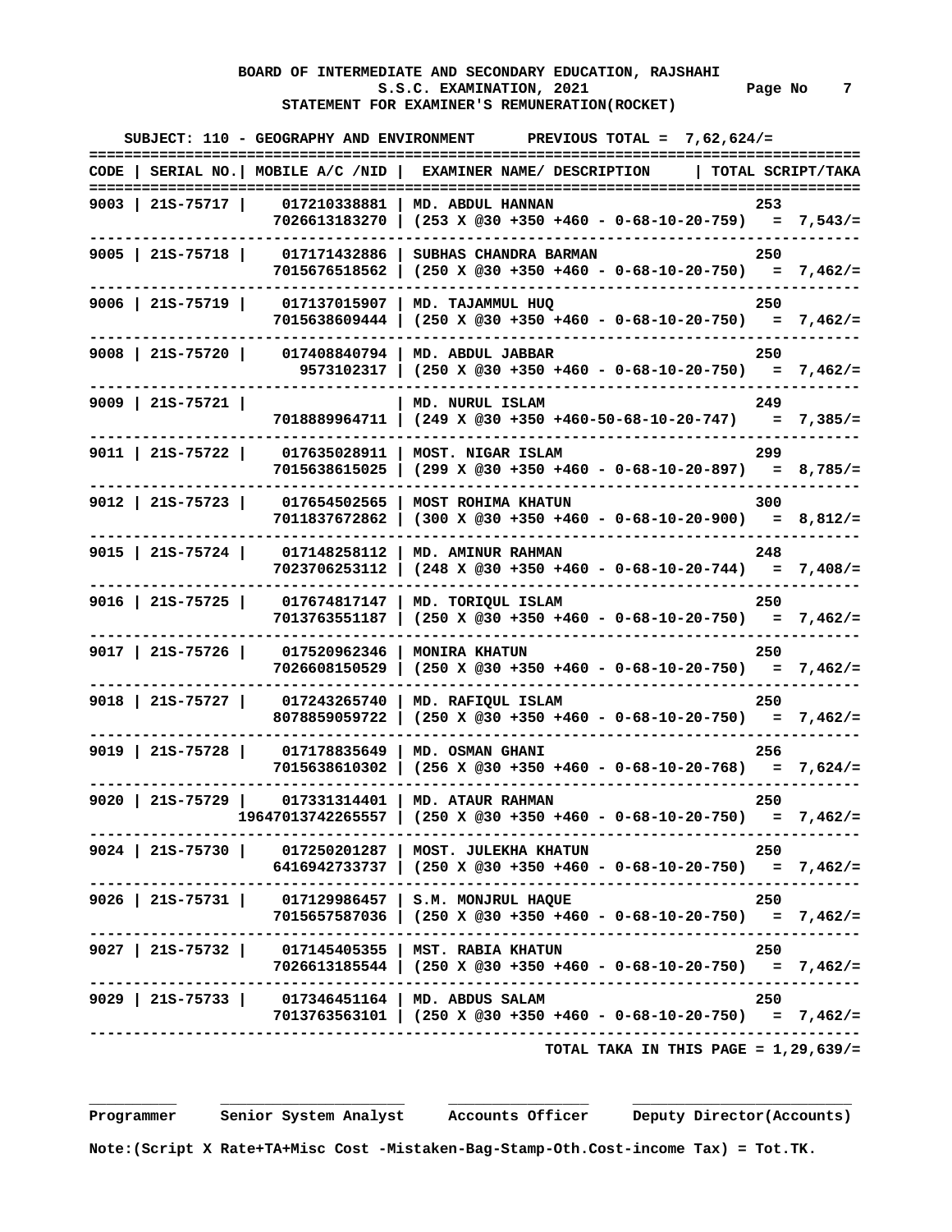**BOARD OF INTERMEDIATE AND SECONDARY EDUCATION, RAJSHAHI**
**S.S.C. EXAMINATION, 2021** Page No 7
**STATEMENT FOR EXAMINER'S REMUNERATION(ROCKET)**

SUBJECT: 110 - GEOGRAPHY AND ENVIRONMENT PREVIOUS TOTAL = 7,62,624/=

| CODE | SERIAL NO. | MOBILE A/C /NID | EXAMINER NAME/ DESCRIPTION | TOTAL SCRIPT/TAKA |
|---|---|---|---|---|
| 9003 | 21S-75717 | 017210338881<br>7026613183270 | MD. ABDUL HANNAN<br>(253 X @30 +350 +460 - 0-68-10-20-759) | 253<br>= 7,543/= |
| 9005 | 21S-75718 | 017171432886<br>7015676518562 | SUBHAS CHANDRA BARMAN<br>(250 X @30 +350 +460 - 0-68-10-20-750) | 250<br>= 7,462/= |
| 9006 | 21S-75719 | 017137015907<br>7015638609444 | MD. TAJAMMUL HUQ<br>(250 X @30 +350 +460 - 0-68-10-20-750) | 250<br>= 7,462/= |
| 9008 | 21S-75720 | 017408840794<br>9573102317 | MD. ABDUL JABBAR<br>(250 X @30 +350 +460 - 0-68-10-20-750) | 250<br>= 7,462/= |
| 9009 | 21S-75721 | <br>7018889964711 | MD. NURUL ISLAM<br>(249 X @30 +350 +460-50-68-10-20-747) | 249<br>= 7,385/= |
| 9011 | 21S-75722 | 017635028911<br>7015638615025 | MOST. NIGAR ISLAM<br>(299 X @30 +350 +460 - 0-68-10-20-897) | 299<br>= 8,785/= |
| 9012 | 21S-75723 | 017654502565<br>7011837672862 | MOST ROHIMA KHATUN<br>(300 X @30 +350 +460 - 0-68-10-20-900) | 300<br>= 8,812/= |
| 9015 | 21S-75724 | 017148258112<br>7023706253112 | MD. AMINUR RAHMAN<br>(248 X @30 +350 +460 - 0-68-10-20-744) | 248<br>= 7,408/= |
| 9016 | 21S-75725 | 017674817147<br>7013763551187 | MD. TORIQUL ISLAM<br>(250 X @30 +350 +460 - 0-68-10-20-750) | 250<br>= 7,462/= |
| 9017 | 21S-75726 | 017520962346<br>7026608150529 | MONIRA KHATUN<br>(250 X @30 +350 +460 - 0-68-10-20-750) | 250<br>= 7,462/= |
| 9018 | 21S-75727 | 017243265740<br>8078859059722 | MD. RAFIQUL ISLAM<br>(250 X @30 +350 +460 - 0-68-10-20-750) | 250<br>= 7,462/= |
| 9019 | 21S-75728 | 017178835649<br>7015638610302 | MD. OSMAN GHANI<br>(256 X @30 +350 +460 - 0-68-10-20-768) | 256<br>= 7,624/= |
| 9020 | 21S-75729 | 017331314401<br>19647013742265557 | MD. ATAUR RAHMAN<br>(250 X @30 +350 +460 - 0-68-10-20-750) | 250<br>= 7,462/= |
| 9024 | 21S-75730 | 017250201287<br>6416942733737 | MOST. JULEKHA KHATUN<br>(250 X @30 +350 +460 - 0-68-10-20-750) | 250<br>= 7,462/= |
| 9026 | 21S-75731 | 017129986457<br>7015657587036 | S.M. MONJRUL HAQUE<br>(250 X @30 +350 +460 - 0-68-10-20-750) | 250<br>= 7,462/= |
| 9027 | 21S-75732 | 017145405355<br>7026613185544 | MST. RABIA KHATUN<br>(250 X @30 +350 +460 - 0-68-10-20-750) | 250<br>= 7,462/= |
| 9029 | 21S-75733 | 017346451164<br>7013763563101 | MD. ABDUS SALAM<br>(250 X @30 +350 +460 - 0-68-10-20-750) | 250<br>= 7,462/= |

TOTAL TAKA IN THIS PAGE = 1,29,639/=

Programmer &nbsp;&nbsp;&nbsp; Senior System Analyst &nbsp;&nbsp;&nbsp; Accounts Officer &nbsp;&nbsp;&nbsp; Deputy Director(Accounts)

Note:(Script X Rate+TA+Misc Cost -Mistaken-Bag-Stamp-Oth.Cost-income Tax) = Tot.TK.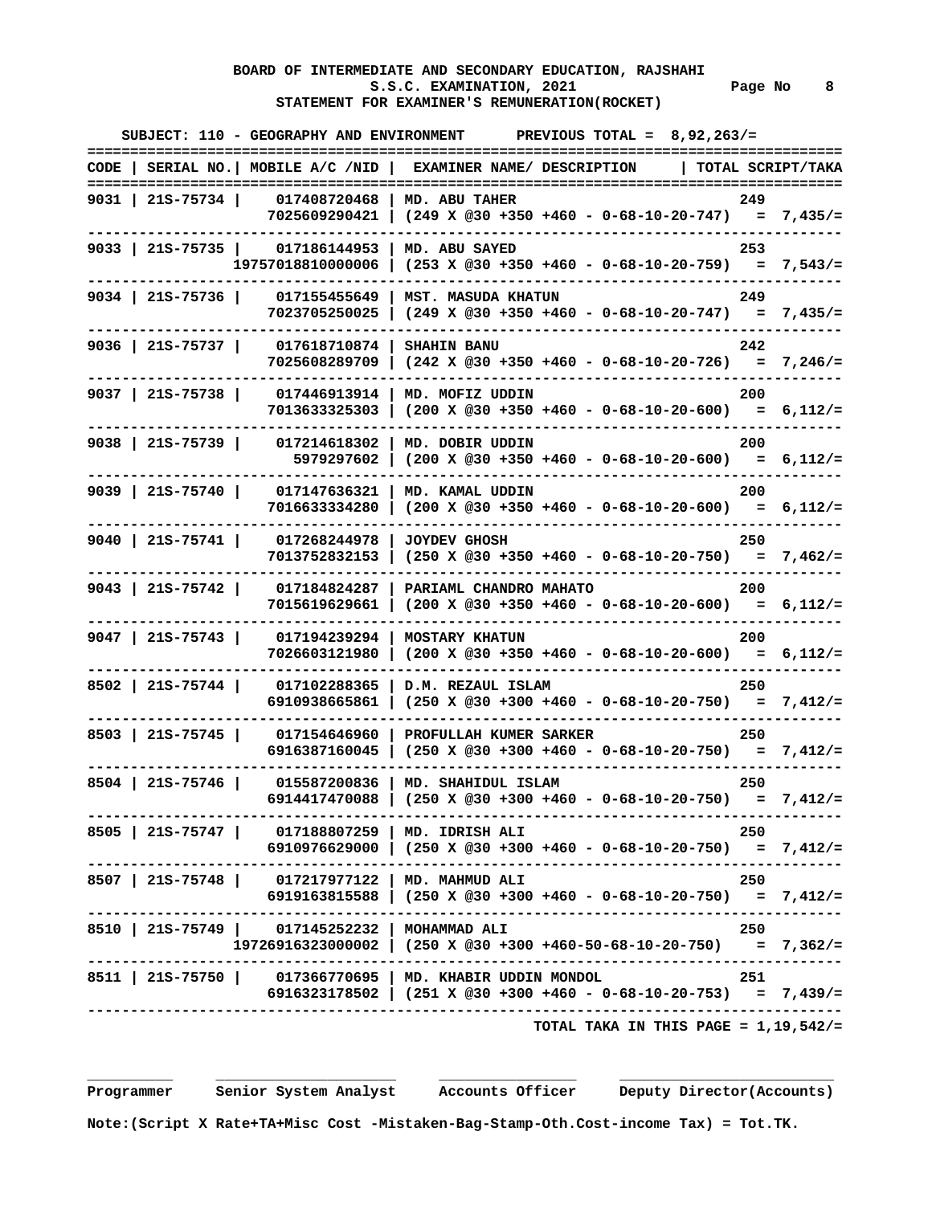**BOARD OF INTERMEDIATE AND SECONDARY EDUCATION, RAJSHAHI**
**S.S.C. EXAMINATION, 2021** Page No 8
**STATEMENT FOR EXAMINER'S REMUNERATION(ROCKET)**

**SUBJECT: 110 - GEOGRAPHY AND ENVIRONMENT PREVIOUS TOTAL = 8,92,263/=**

| CODE | SERIAL NO. | MOBILE A/C /NID | EXAMINER NAME/ DESCRIPTION | TOTAL SCRIPT/TAKA |
|---|---|---|---|---|
| 9031 | 21S-75734 | 017408720468 | MD. ABU TAHER | 249 |
| | | 7025609290421 | (249 X @30 +350 +460 - 0-68-10-20-747) | = 7,435/= |
| 9033 | 21S-75735 | 017186144953 | MD. ABU SAYED | 253 |
| | | 19757018810000006 | (253 X @30 +350 +460 - 0-68-10-20-759) | = 7,543/= |
| 9034 | 21S-75736 | 017155455649 | MST. MASUDA KHATUN | 249 |
| | | 7023705250025 | (249 X @30 +350 +460 - 0-68-10-20-747) | = 7,435/= |
| 9036 | 21S-75737 | 017618710874 | SHAHIN BANU | 242 |
| | | 7025608289709 | (242 X @30 +350 +460 - 0-68-10-20-726) | = 7,246/= |
| 9037 | 21S-75738 | 017446913914 | MD. MOFIZ UDDIN | 200 |
| | | 7013633325303 | (200 X @30 +350 +460 - 0-68-10-20-600) | = 6,112/= |
| 9038 | 21S-75739 | 017214618302 | MD. DOBIR UDDIN | 200 |
| | | 5979297602 | (200 X @30 +350 +460 - 0-68-10-20-600) | = 6,112/= |
| 9039 | 21S-75740 | 017147636321 | MD. KAMAL UDDIN | 200 |
| | | 7016633334280 | (200 X @30 +350 +460 - 0-68-10-20-600) | = 6,112/= |
| 9040 | 21S-75741 | 017268244978 | JOYDEV GHOSH | 250 |
| | | 7013752832153 | (250 X @30 +350 +460 - 0-68-10-20-750) | = 7,462/= |
| 9043 | 21S-75742 | 017184824287 | PARIAML CHANDRO MAHATO | 200 |
| | | 7015619629661 | (200 X @30 +350 +460 - 0-68-10-20-600) | = 6,112/= |
| 9047 | 21S-75743 | 017194239294 | MOSTARY KHATUN | 200 |
| | | 7026603121980 | (200 X @30 +350 +460 - 0-68-10-20-600) | = 6,112/= |
| 8502 | 21S-75744 | 017102288365 | D.M. REZAUL ISLAM | 250 |
| | | 6910938665861 | (250 X @30 +300 +460 - 0-68-10-20-750) | = 7,412/= |
| 8503 | 21S-75745 | 017154646960 | PROFULLAH KUMER SARKER | 250 |
| | | 6916387160045 | (250 X @30 +300 +460 - 0-68-10-20-750) | = 7,412/= |
| 8504 | 21S-75746 | 015587200836 | MD. SHAHIDUL ISLAM | 250 |
| | | 6914417470088 | (250 X @30 +300 +460 - 0-68-10-20-750) | = 7,412/= |
| 8505 | 21S-75747 | 017188807259 | MD. IDRISH ALI | 250 |
| | | 6910976629000 | (250 X @30 +300 +460 - 0-68-10-20-750) | = 7,412/= |
| 8507 | 21S-75748 | 017217977122 | MD. MAHMUD ALI | 250 |
| | | 6919163815588 | (250 X @30 +300 +460 - 0-68-10-20-750) | = 7,412/= |
| 8510 | 21S-75749 | 017145252232 | MOHAMMAD ALI | 250 |
| | | 19726916323000002 | (250 X @30 +300 +460-50-68-10-20-750) | = 7,362/= |
| 8511 | 21S-75750 | 017366770695 | MD. KHABIR UDDIN MONDOL | 251 |
| | | 6916323178502 | (251 X @30 +300 +460 - 0-68-10-20-753) | = 7,439/= |

**TOTAL TAKA IN THIS PAGE = 1,19,542/=**

Programmer &nbsp;&nbsp; Senior System Analyst &nbsp;&nbsp; Accounts Officer &nbsp;&nbsp; Deputy Director(Accounts)

**Note:(Script X Rate+TA+Misc Cost -Mistaken-Bag-Stamp-Oth.Cost-income Tax) = Tot.TK.**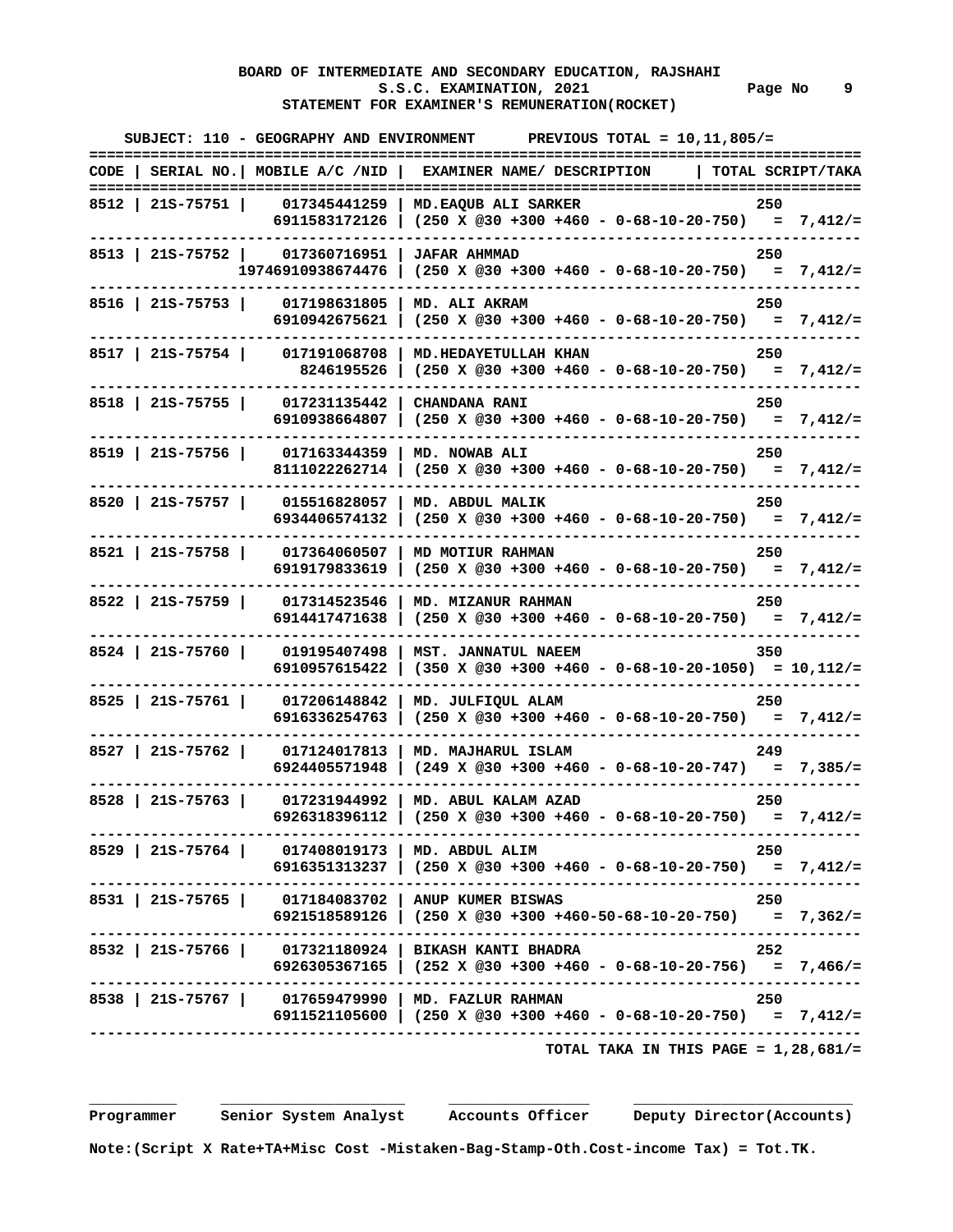**BOARD OF INTERMEDIATE AND SECONDARY EDUCATION, RAJSHAHI**
**S.S.C. EXAMINATION, 2021**
**STATEMENT FOR EXAMINER'S REMUNERATION(ROCKET)**

**SUBJECT: 110 - GEOGRAPHY AND ENVIRONMENT PREVIOUS TOTAL = 10,11,805/=**

| CODE | SERIAL NO. | MOBILE A/C /NID | EXAMINER NAME/ DESCRIPTION | TOTAL SCRIPT/TAKA |
|---|---|---|---|---|
| 8512 | 21S-75751 | 017345441259<br>6911583172126 | MD.EAQUB ALI SARKER<br>(250 X @30 +300 +460 - 0-68-10-20-750) | 250<br>= 7,412/= |
| 8513 | 21S-75752 | 017360716951<br>19746910938674476 | JAFAR AHMMAD<br>(250 X @30 +300 +460 - 0-68-10-20-750) | 250<br>= 7,412/= |
| 8516 | 21S-75753 | 017198631805<br>6910942675621 | MD. ALI AKRAM<br>(250 X @30 +300 +460 - 0-68-10-20-750) | 250<br>= 7,412/= |
| 8517 | 21S-75754 | 017191068708<br>8246195526 | MD.HEDAYETULLAH KHAN<br>(250 X @30 +300 +460 - 0-68-10-20-750) | 250<br>= 7,412/= |
| 8518 | 21S-75755 | 017231135442<br>6910938664807 | CHANDANA RANI<br>(250 X @30 +300 +460 - 0-68-10-20-750) | 250<br>= 7,412/= |
| 8519 | 21S-75756 | 017163344359<br>8111022262714 | MD. NOWAB ALI<br>(250 X @30 +300 +460 - 0-68-10-20-750) | 250<br>= 7,412/= |
| 8520 | 21S-75757 | 015516828057<br>6934406574132 | MD. ABDUL MALIK<br>(250 X @30 +300 +460 - 0-68-10-20-750) | 250<br>= 7,412/= |
| 8521 | 21S-75758 | 017364060507<br>6919179833619 | MD MOTIUR RAHMAN<br>(250 X @30 +300 +460 - 0-68-10-20-750) | 250<br>= 7,412/= |
| 8522 | 21S-75759 | 017314523546<br>6914417471638 | MD. MIZANUR RAHMAN<br>(250 X @30 +300 +460 - 0-68-10-20-750) | 250<br>= 7,412/= |
| 8524 | 21S-75760 | 019195407498<br>6910957615422 | MST. JANNATUL NAEEM<br>(350 X @30 +300 +460 - 0-68-10-20-1050) | 350<br>= 10,112/= |
| 8525 | 21S-75761 | 017206148842<br>6916336254763 | MD. JULFIQUL ALAM<br>(250 X @30 +300 +460 - 0-68-10-20-750) | 250<br>= 7,412/= |
| 8527 | 21S-75762 | 017124017813<br>6924405571948 | MD. MAJHARUL ISLAM<br>(249 X @30 +300 +460 - 0-68-10-20-747) | 249<br>= 7,385/= |
| 8528 | 21S-75763 | 017231944992<br>6926318396112 | MD. ABUL KALAM AZAD<br>(250 X @30 +300 +460 - 0-68-10-20-750) | 250<br>= 7,412/= |
| 8529 | 21S-75764 | 017408019173<br>6916351313237 | MD. ABDUL ALIM<br>(250 X @30 +300 +460 - 0-68-10-20-750) | 250<br>= 7,412/= |
| 8531 | 21S-75765 | 017184083702<br>6921518589126 | ANUP KUMER BISWAS<br>(250 X @30 +300 +460-50-68-10-20-750) | 250<br>= 7,362/= |
| 8532 | 21S-75766 | 017321180924<br>6926305367165 | BIKASH KANTI BHADRA<br>(252 X @30 +300 +460 - 0-68-10-20-756) | 252<br>= 7,466/= |
| 8538 | 21S-75767 | 017659479990<br>6911521105600 | MD. FAZLUR RAHMAN<br>(250 X @30 +300 +460 - 0-68-10-20-750) | 250<br>= 7,412/= |

**TOTAL TAKA IN THIS PAGE = 1,28,681/=**

**Programmer** **Senior System Analyst** **Accounts Officer** **Deputy Director(Accounts)**

**Note:(Script X Rate+TA+Misc Cost -Mistaken-Bag-Stamp-Oth.Cost-income Tax) = Tot.TK.**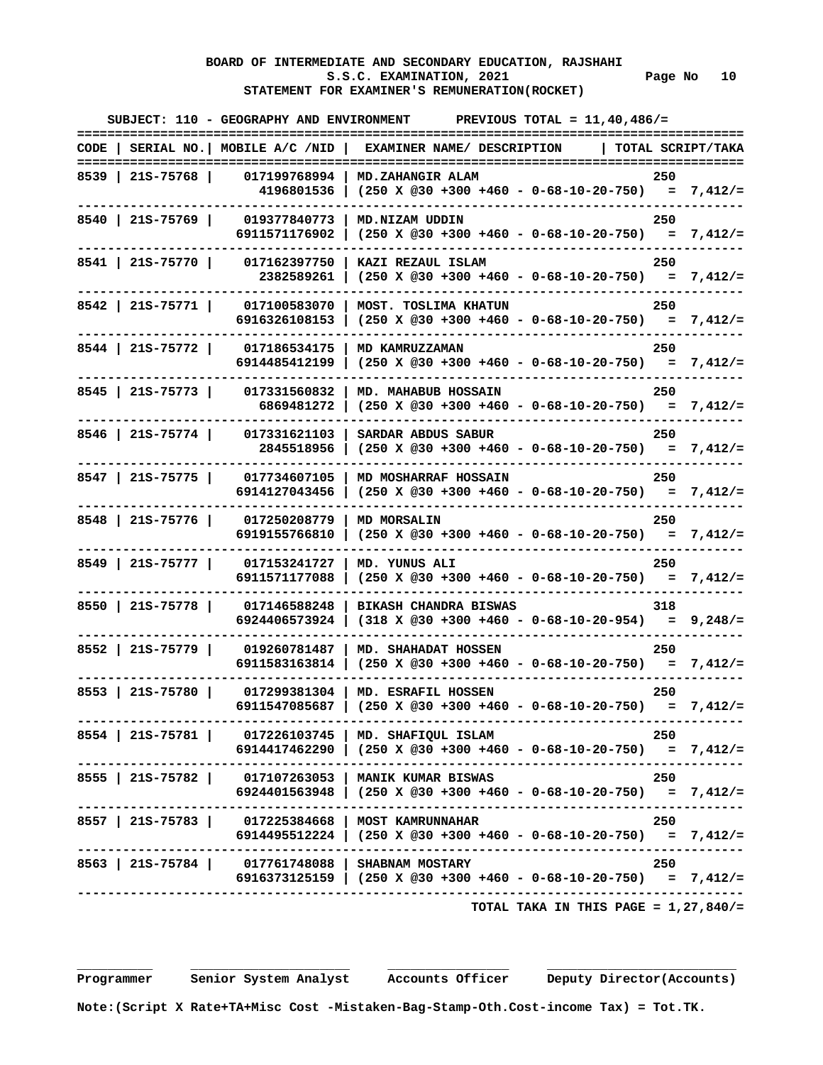**BOARD OF INTERMEDIATE AND SECONDARY EDUCATION, RAJSHAHI**
**S.S.C. EXAMINATION, 2021** Page No 10
**STATEMENT FOR EXAMINER'S REMUNERATION(ROCKET)**

**SUBJECT: 110 - GEOGRAPHY AND ENVIRONMENT PREVIOUS TOTAL = 11,40,486/=**

| CODE | SERIAL NO. | MOBILE A/C /NID | EXAMINER NAME/ DESCRIPTION | TOTAL SCRIPT/TAKA |
|---|---|---|---|---|
| 8539 | 21S-75768 | 017199768994<br>4196801536 | MD.ZAHANGIR ALAM<br>(250 X @30 +300 +460 - 0-68-10-20-750) | 250<br>= 7,412/= |
| 8540 | 21S-75769 | 019377840773<br>6911571176902 | MD.NIZAM UDDIN<br>(250 X @30 +300 +460 - 0-68-10-20-750) | 250<br>= 7,412/= |
| 8541 | 21S-75770 | 017162397750<br>2382589261 | KAZI REZAUL ISLAM<br>(250 X @30 +300 +460 - 0-68-10-20-750) | 250<br>= 7,412/= |
| 8542 | 21S-75771 | 017100583070<br>6916326108153 | MOST. TOSLIMA KHATUN<br>(250 X @30 +300 +460 - 0-68-10-20-750) | 250<br>= 7,412/= |
| 8544 | 21S-75772 | 017186534175<br>6914485412199 | MD KAMRUZZAMAN<br>(250 X @30 +300 +460 - 0-68-10-20-750) | 250<br>= 7,412/= |
| 8545 | 21S-75773 | 017331560832<br>6869481272 | MD. MAHABUB HOSSAIN<br>(250 X @30 +300 +460 - 0-68-10-20-750) | 250<br>= 7,412/= |
| 8546 | 21S-75774 | 017331621103<br>2845518956 | SARDAR ABDUS SABUR<br>(250 X @30 +300 +460 - 0-68-10-20-750) | 250<br>= 7,412/= |
| 8547 | 21S-75775 | 017734607105<br>6914127043456 | MD MOSHARRAF HOSSAIN<br>(250 X @30 +300 +460 - 0-68-10-20-750) | 250<br>= 7,412/= |
| 8548 | 21S-75776 | 017250208779<br>6919155766810 | MD MORSALIN<br>(250 X @30 +300 +460 - 0-68-10-20-750) | 250<br>= 7,412/= |
| 8549 | 21S-75777 | 017153241727<br>6911571177088 | MD. YUNUS ALI<br>(250 X @30 +300 +460 - 0-68-10-20-750) | 250<br>= 7,412/= |
| 8550 | 21S-75778 | 017146588248<br>6924406573924 | BIKASH CHANDRA BISWAS<br>(318 X @30 +300 +460 - 0-68-10-20-954) | 318<br>= 9,248/= |
| 8552 | 21S-75779 | 019260781487<br>6911583163814 | MD. SHAHADAT HOSSEN<br>(250 X @30 +300 +460 - 0-68-10-20-750) | 250<br>= 7,412/= |
| 8553 | 21S-75780 | 017299381304<br>6911547085687 | MD. ESRAFIL HOSSEN<br>(250 X @30 +300 +460 - 0-68-10-20-750) | 250<br>= 7,412/= |
| 8554 | 21S-75781 | 017226103745<br>6914417462290 | MD. SHAFIQUL ISLAM<br>(250 X @30 +300 +460 - 0-68-10-20-750) | 250<br>= 7,412/= |
| 8555 | 21S-75782 | 017107263053<br>6924401563948 | MANIK KUMAR BISWAS<br>(250 X @30 +300 +460 - 0-68-10-20-750) | 250<br>= 7,412/= |
| 8557 | 21S-75783 | 017225384668<br>6914495512224 | MOST KAMRUNNAHAR<br>(250 X @30 +300 +460 - 0-68-10-20-750) | 250<br>= 7,412/= |
| 8563 | 21S-75784 | 017761748088<br>6916373125159 | SHABNAM MOSTARY<br>(250 X @30 +300 +460 - 0-68-10-20-750) | 250<br>= 7,412/= |

**TOTAL TAKA IN THIS PAGE = 1,27,840/=**

Programmer | Senior System Analyst | Accounts Officer | Deputy Director(Accounts)

Note:(Script X Rate+TA+Misc Cost -Mistaken-Bag-Stamp-Oth.Cost-income Tax) = Tot.TK.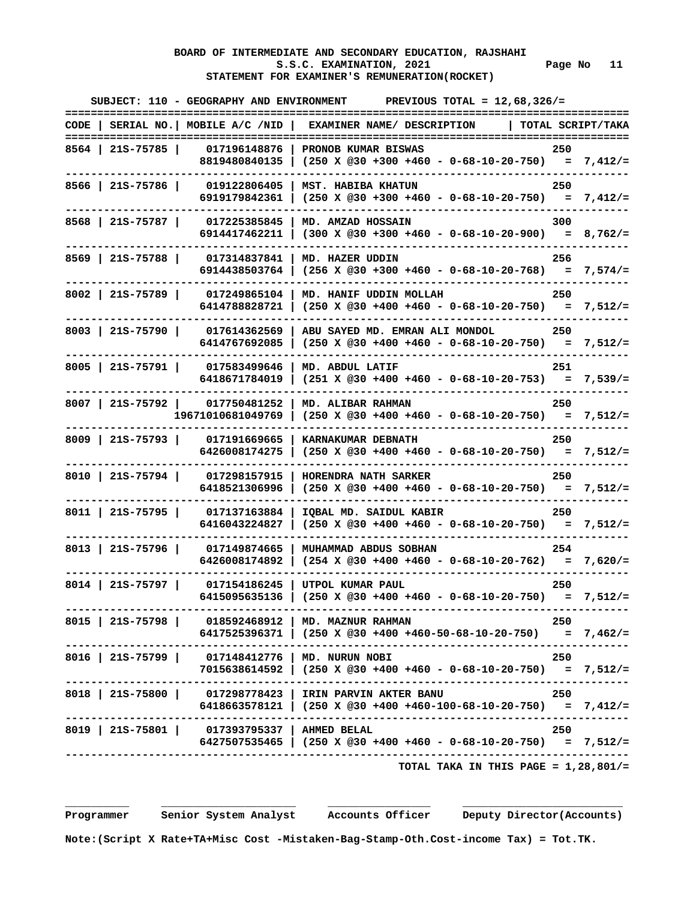**BOARD OF INTERMEDIATE AND SECONDARY EDUCATION, RAJSHAHI**
**S.S.C. EXAMINATION, 2021** Page No 11
**STATEMENT FOR EXAMINER'S REMUNERATION(ROCKET)**

**SUBJECT: 110 - GEOGRAPHY AND ENVIRONMENT PREVIOUS TOTAL = 12,68,326/=**

| CODE | SERIAL NO. | MOBILE A/C /NID | EXAMINER NAME/ DESCRIPTION | TOTAL SCRIPT/TAKA |
|---|---|---|---|---|
| 8564 | 21S-75785 | 017196148876<br>8819480840135 | PRONOB KUMAR BISWAS<br>(250 X @30 +300 +460 - 0-68-10-20-750) | 250<br>= 7,412/= |
| 8566 | 21S-75786 | 019122806405<br>6919179842361 | MST. HABIBA KHATUN<br>(250 X @30 +300 +460 - 0-68-10-20-750) | 250<br>= 7,412/= |
| 8568 | 21S-75787 | 017225385845<br>6914417462211 | MD. AMZAD HOSSAIN<br>(300 X @30 +300 +460 - 0-68-10-20-900) | 300<br>= 8,762/= |
| 8569 | 21S-75788 | 017314837841<br>6914438503764 | MD. HAZER UDDIN<br>(256 X @30 +300 +460 - 0-68-10-20-768) | 256<br>= 7,574/= |
| 8002 | 21S-75789 | 017249865104<br>6414788828721 | MD. HANIF UDDIN MOLLAH<br>(250 X @30 +400 +460 - 0-68-10-20-750) | 250<br>= 7,512/= |
| 8003 | 21S-75790 | 017614362569<br>6414767692085 | ABU SAYED MD. EMRAN ALI MONDOL<br>(250 X @30 +400 +460 - 0-68-10-20-750) | 250<br>= 7,512/= |
| 8005 | 21S-75791 | 017583499646<br>6418671784019 | MD. ABDUL LATIF<br>(251 X @30 +400 +460 - 0-68-10-20-753) | 251<br>= 7,539/= |
| 8007 | 21S-75792 | 017750481252<br>19671010681049769 | MD. ALIBAR RAHMAN<br>(250 X @30 +400 +460 - 0-68-10-20-750) | 250<br>= 7,512/= |
| 8009 | 21S-75793 | 017191669665<br>6426008174275 | KARNAKUMAR DEBNATH<br>(250 X @30 +400 +460 - 0-68-10-20-750) | 250<br>= 7,512/= |
| 8010 | 21S-75794 | 017298157915<br>6418521306996 | HORENDRA NATH SARKER<br>(250 X @30 +400 +460 - 0-68-10-20-750) | 250<br>= 7,512/= |
| 8011 | 21S-75795 | 017137163884<br>6416043224827 | IQBAL MD. SAIDUL KABIR<br>(250 X @30 +400 +460 - 0-68-10-20-750) | 250<br>= 7,512/= |
| 8013 | 21S-75796 | 017149874665<br>6426008174892 | MUHAMMAD ABDUS SOBHAN<br>(254 X @30 +400 +460 - 0-68-10-20-762) | 254<br>= 7,620/= |
| 8014 | 21S-75797 | 017154186245<br>6415095635136 | UTPOL KUMAR PAUL<br>(250 X @30 +400 +460 - 0-68-10-20-750) | 250<br>= 7,512/= |
| 8015 | 21S-75798 | 018592468912<br>6417525396371 | MD. MAZNUR RAHMAN<br>(250 X @30 +400 +460-50-68-10-20-750) | 250<br>= 7,462/= |
| 8016 | 21S-75799 | 017148412776<br>7015638614592 | MD. NURUN NOBI<br>(250 X @30 +400 +460 - 0-68-10-20-750) | 250<br>= 7,512/= |
| 8018 | 21S-75800 | 017298778423<br>6418663578121 | IRIN PARVIN AKTER BANU<br>(250 X @30 +400 +460-100-68-10-20-750) | 250<br>= 7,412/= |
| 8019 | 21S-75801 | 017393795337<br>6427507535465 | AHMED BELAL<br>(250 X @30 +400 +460 - 0-68-10-20-750) | 250<br>= 7,512/= |

**TOTAL TAKA IN THIS PAGE = 1,28,801/=**

| Programmer | Senior System Analyst | Accounts Officer | Deputy Director(Accounts) |
|---|---|---|---|

**Note:(Script X Rate+TA+Misc Cost -Mistaken-Bag-Stamp-Oth.Cost-income Tax) = Tot.TK.**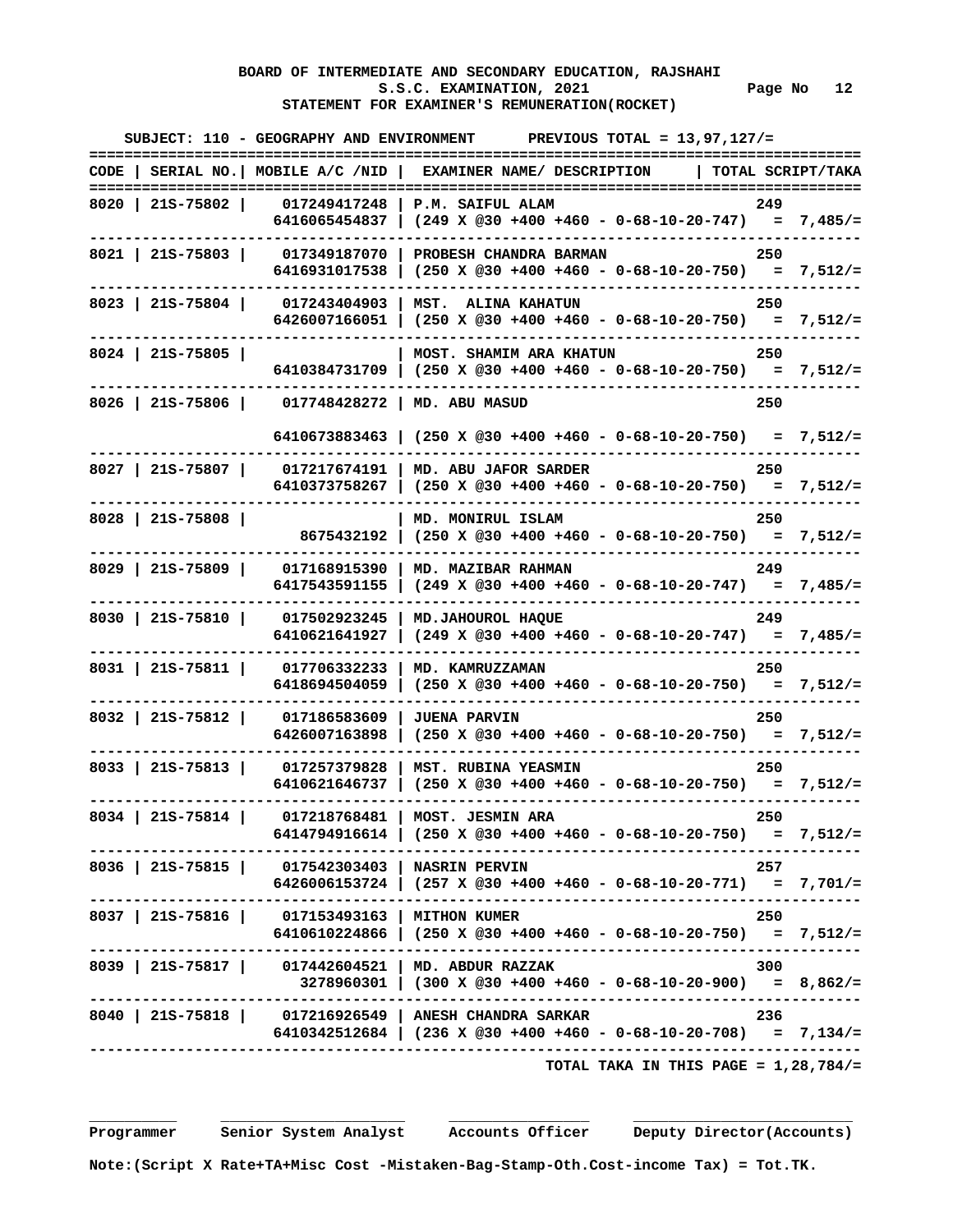**BOARD OF INTERMEDIATE AND SECONDARY EDUCATION, RAJSHAHI**
**S.S.C. EXAMINATION, 2021** Page No 12
**STATEMENT FOR EXAMINER'S REMUNERATION(ROCKET)**

**SUBJECT: 110 - GEOGRAPHY AND ENVIRONMENT PREVIOUS TOTAL = 13,97,127/=**

| CODE | SERIAL NO. | MOBILE A/C /NID | EXAMINER NAME/ DESCRIPTION | TOTAL SCRIPT/TAKA |
|---|---|---|---|---|
| 8020 | 21S-75802 | 017249417248<br>6416065454837 | P.M. SAIFUL ALAM<br>(249 X @30 +400 +460 - 0-68-10-20-747) | 249<br>= 7,485/= |
| 8021 | 21S-75803 | 017349187070<br>6416931017538 | PROBESH CHANDRA BARMAN<br>(250 X @30 +400 +460 - 0-68-10-20-750) | 250<br>= 7,512/= |
| 8023 | 21S-75804 | 017243404903<br>6426007166051 | MST. ALINA KAHATUN<br>(250 X @30 +400 +460 - 0-68-10-20-750) | 250<br>= 7,512/= |
| 8024 | 21S-75805 | 6410384731709 | MOST. SHAMIM ARA KHATUN<br>(250 X @30 +400 +460 - 0-68-10-20-750) | 250<br>= 7,512/= |
| 8026 | 21S-75806 | 017748428272<br>6410673883463 | MD. ABU MASUD<br>(250 X @30 +400 +460 - 0-68-10-20-750) | 250<br>= 7,512/= |
| 8027 | 21S-75807 | 017217674191<br>6410373758267 | MD. ABU JAFOR SARDER<br>(250 X @30 +400 +460 - 0-68-10-20-750) | 250<br>= 7,512/= |
| 8028 | 21S-75808 | 8675432192 | MD. MONIRUL ISLAM<br>(250 X @30 +400 +460 - 0-68-10-20-750) | 250<br>= 7,512/= |
| 8029 | 21S-75809 | 017168915390<br>6417543591155 | MD. MAZIBAR RAHMAN<br>(249 X @30 +400 +460 - 0-68-10-20-747) | 249<br>= 7,485/= |
| 8030 | 21S-75810 | 017502923245<br>6410621641927 | MD.JAHOUROL HAQUE<br>(249 X @30 +400 +460 - 0-68-10-20-747) | 249<br>= 7,485/= |
| 8031 | 21S-75811 | 017706332233<br>6418694504059 | MD. KAMRUZZAMAN<br>(250 X @30 +400 +460 - 0-68-10-20-750) | 250<br>= 7,512/= |
| 8032 | 21S-75812 | 017186583609<br>6426007163898 | JUENA PARVIN<br>(250 X @30 +400 +460 - 0-68-10-20-750) | 250<br>= 7,512/= |
| 8033 | 21S-75813 | 017257379828<br>6410621646737 | MST. RUBINA YEASMIN<br>(250 X @30 +400 +460 - 0-68-10-20-750) | 250<br>= 7,512/= |
| 8034 | 21S-75814 | 017218768481<br>6414794916614 | MOST. JESMIN ARA<br>(250 X @30 +400 +460 - 0-68-10-20-750) | 250<br>= 7,512/= |
| 8036 | 21S-75815 | 017542303403<br>6426006153724 | NASRIN PERVIN<br>(257 X @30 +400 +460 - 0-68-10-20-771) | 257<br>= 7,701/= |
| 8037 | 21S-75816 | 017153493163<br>6410610224866 | MITHON KUMER<br>(250 X @30 +400 +460 - 0-68-10-20-750) | 250<br>= 7,512/= |
| 8039 | 21S-75817 | 017442604521<br>3278960301 | MD. ABDUR RAZZAK<br>(300 X @30 +400 +460 - 0-68-10-20-900) | 300<br>= 8,862/= |
| 8040 | 21S-75818 | 017216926549<br>6410342512684 | ANESH CHANDRA SARKAR<br>(236 X @30 +400 +460 - 0-68-10-20-708) | 236<br>= 7,134/= |

**TOTAL TAKA IN THIS PAGE = 1,28,784/=**

Programmer Senior System Analyst Accounts Officer Deputy Director(Accounts)

**Note:(Script X Rate+TA+Misc Cost -Mistaken-Bag-Stamp-Oth.Cost-income Tax) = Tot.TK.**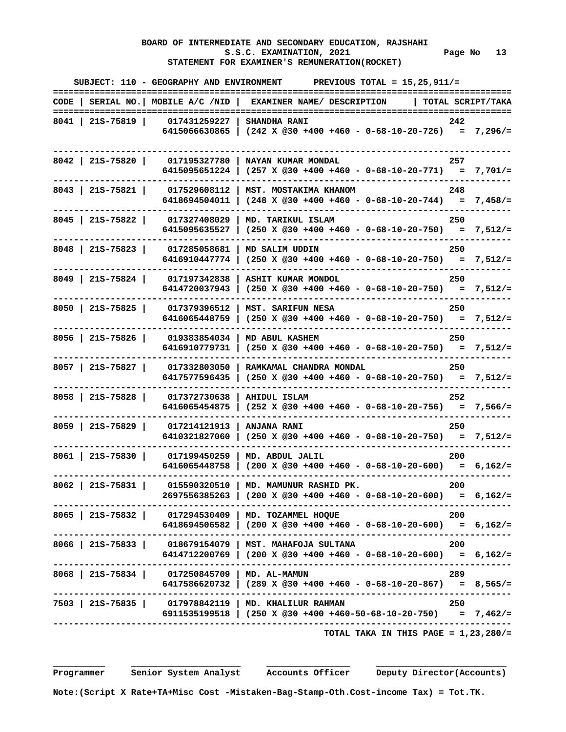**BOARD OF INTERMEDIATE AND SECONDARY EDUCATION, RAJSHAHI**
**S.S.C. EXAMINATION, 2021**
**STATEMENT FOR EXAMINER'S REMUNERATION(ROCKET)**

**SUBJECT: 110 - GEOGRAPHY AND ENVIRONMENT      PREVIOUS TOTAL = 15,25,911/=**

| CODE | SERIAL NO. | MOBILE A/C /NID | EXAMINER NAME/ DESCRIPTION | TOTAL SCRIPT/TAKA |
|---|---|---|---|---|
| 8041 | 21S-75819 | 017431259227 | SHANDHA RANI | 242 |
| | | 6415066630865 | (242 X @30 +400 +460 - 0-68-10-20-726) | = 7,296/= |
| 8042 | 21S-75820 | 017195327780 | NAYAN KUMAR MONDAL | 257 |
| | | 6415095651224 | (257 X @30 +400 +460 - 0-68-10-20-771) | = 7,701/= |
| 8043 | 21S-75821 | 017529608112 | MST. MOSTAKIMA KHANOM | 248 |
| | | 6418694504011 | (248 X @30 +400 +460 - 0-68-10-20-744) | = 7,458/= |
| 8045 | 21S-75822 | 017327408029 | MD. TARIKUL ISLAM | 250 |
| | | 6415095635527 | (250 X @30 +400 +460 - 0-68-10-20-750) | = 7,512/= |
| 8048 | 21S-75823 | 017285058681 | MD SALIM UDDIN | 250 |
| | | 6416910447774 | (250 X @30 +400 +460 - 0-68-10-20-750) | = 7,512/= |
| 8049 | 21S-75824 | 017197342838 | ASHIT KUMAR MONDOL | 250 |
| | | 6414720037943 | (250 X @30 +400 +460 - 0-68-10-20-750) | = 7,512/= |
| 8050 | 21S-75825 | 017379396512 | MST. SARIFUN NESA | 250 |
| | | 6416065448759 | (250 X @30 +400 +460 - 0-68-10-20-750) | = 7,512/= |
| 8056 | 21S-75826 | 019383854034 | MD ABUL KASHEM | 250 |
| | | 6416910779731 | (250 X @30 +400 +460 - 0-68-10-20-750) | = 7,512/= |
| 8057 | 21S-75827 | 017332803050 | RAMKAMAL CHANDRA MONDAL | 250 |
| | | 6417577596435 | (250 X @30 +400 +460 - 0-68-10-20-750) | = 7,512/= |
| 8058 | 21S-75828 | 017372730638 | AHIDUL ISLAM | 252 |
| | | 6416065454875 | (252 X @30 +400 +460 - 0-68-10-20-756) | = 7,566/= |
| 8059 | 21S-75829 | 017214121913 | ANJANA RANI | 250 |
| | | 6410321827060 | (250 X @30 +400 +460 - 0-68-10-20-750) | = 7,512/= |
| 8061 | 21S-75830 | 017199450259 | MD. ABDUL JALIL | 200 |
| | | 6416065448758 | (200 X @30 +400 +460 - 0-68-10-20-600) | = 6,162/= |
| 8062 | 21S-75831 | 015590320510 | MD. MAMUNUR RASHID PK. | 200 |
| | | 2697556385263 | (200 X @30 +400 +460 - 0-68-10-20-600) | = 6,162/= |
| 8065 | 21S-75832 | 017294530409 | MD. TOZAMMEL HOQUE | 200 |
| | | 6418694506582 | (200 X @30 +400 +460 - 0-68-10-20-600) | = 6,162/= |
| 8066 | 21S-75833 | 018679154079 | MST. MAHAFOJA SULTANA | 200 |
| | | 6414712200769 | (200 X @30 +400 +460 - 0-68-10-20-600) | = 6,162/= |
| 8068 | 21S-75834 | 017250845709 | MD. AL-MAMUN | 289 |
| | | 6417586620732 | (289 X @30 +400 +460 - 0-68-10-20-867) | = 8,565/= |
| 7503 | 21S-75835 | 017978842119 | MD. KHALILUR RAHMAN | 250 |
| | | 6911535199518 | (250 X @30 +400 +460-50-68-10-20-750) | = 7,462/= |

**TOTAL TAKA IN THIS PAGE = 1,23,280/=**

**Programmer      Senior System Analyst      Accounts Officer      Deputy Director(Accounts)**

**Note:(Script X Rate+TA+Misc Cost -Mistaken-Bag-Stamp-Oth.Cost-income Tax) = Tot.TK.**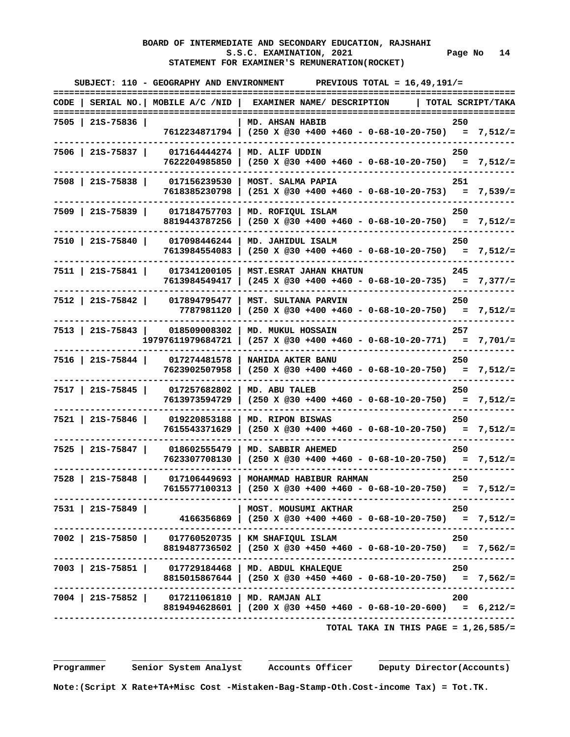**BOARD OF INTERMEDIATE AND SECONDARY EDUCATION, RAJSHAHI**
**S.S.C. EXAMINATION, 2021** Page No 14
**STATEMENT FOR EXAMINER'S REMUNERATION(ROCKET)**

SUBJECT: 110 - GEOGRAPHY AND ENVIRONMENT PREVIOUS TOTAL = 16,49,191/=

| CODE | SERIAL NO. | MOBILE A/C /NID | EXAMINER NAME/ DESCRIPTION | TOTAL SCRIPT/TAKA |
|---|---|---|---|---|
| 7505 | 21S-75836 | | MD. AHSAN HABIB | 250 |
| | | 7612234871794 | (250 X @30 +400 +460 - 0-68-10-20-750) | = 7,512/= |
| 7506 | 21S-75837 | 017164444274 | MD. ALIF UDDIN | 250 |
| | | 7622204985850 | (250 X @30 +400 +460 - 0-68-10-20-750) | = 7,512/= |
| 7508 | 21S-75838 | 017156239530 | MOST. SALMA PAPIA | 251 |
| | | 7618385230798 | (251 X @30 +400 +460 - 0-68-10-20-753) | = 7,539/= |
| 7509 | 21S-75839 | 017184757703 | MD. ROFIQUL ISLAM | 250 |
| | | 8819443787256 | (250 X @30 +400 +460 - 0-68-10-20-750) | = 7,512/= |
| 7510 | 21S-75840 | 017098446244 | MD. JAHIDUL ISALM | 250 |
| | | 7613984554083 | (250 X @30 +400 +460 - 0-68-10-20-750) | = 7,512/= |
| 7511 | 21S-75841 | 017341200105 | MST.ESRAT JAHAN KHATUN | 245 |
| | | 7613984549417 | (245 X @30 +400 +460 - 0-68-10-20-735) | = 7,377/= |
| 7512 | 21S-75842 | 017894795477 | MST. SULTANA PARVIN | 250 |
| | | 7787981120 | (250 X @30 +400 +460 - 0-68-10-20-750) | = 7,512/= |
| 7513 | 21S-75843 | 018509008302 | MD. MUKUL HOSSAIN | 257 |
| | | 19797611979684721 | (257 X @30 +400 +460 - 0-68-10-20-771) | = 7,701/= |
| 7516 | 21S-75844 | 017274481578 | NAHIDA AKTER BANU | 250 |
| | | 7623902507958 | (250 X @30 +400 +460 - 0-68-10-20-750) | = 7,512/= |
| 7517 | 21S-75845 | 017257682802 | MD. ABU TALEB | 250 |
| | | 7613973594729 | (250 X @30 +400 +460 - 0-68-10-20-750) | = 7,512/= |
| 7521 | 21S-75846 | 019220853188 | MD. RIPON BISWAS | 250 |
| | | 7615543371629 | (250 X @30 +400 +460 - 0-68-10-20-750) | = 7,512/= |
| 7525 | 21S-75847 | 018602555479 | MD. SABBIR AHEMED | 250 |
| | | 7623307708130 | (250 X @30 +400 +460 - 0-68-10-20-750) | = 7,512/= |
| 7528 | 21S-75848 | 017106449693 | MOHAMMAD HABIBUR RAHMAN | 250 |
| | | 7615577100313 | (250 X @30 +400 +460 - 0-68-10-20-750) | = 7,512/= |
| 7531 | 21S-75849 | | MOST. MOUSUMI AKTHAR | 250 |
| | | 4166356869 | (250 X @30 +400 +460 - 0-68-10-20-750) | = 7,512/= |
| 7002 | 21S-75850 | 017760520735 | KM SHAFIQUL ISLAM | 250 |
| | | 8819487736502 | (250 X @30 +450 +460 - 0-68-10-20-750) | = 7,562/= |
| 7003 | 21S-75851 | 017729184468 | MD. ABDUL KHALEQUE | 250 |
| | | 8815015867644 | (250 X @30 +450 +460 - 0-68-10-20-750) | = 7,562/= |
| 7004 | 21S-75852 | 017211061810 | MD. RAMJAN ALI | 200 |
| | | 8819494628601 | (200 X @30 +450 +460 - 0-68-10-20-600) | = 6,212/= |

TOTAL TAKA IN THIS PAGE = 1,26,585/=

Programmer Senior System Analyst Accounts Officer Deputy Director(Accounts)

Note:(Script X Rate+TA+Misc Cost -Mistaken-Bag-Stamp-Oth.Cost-income Tax) = Tot.TK.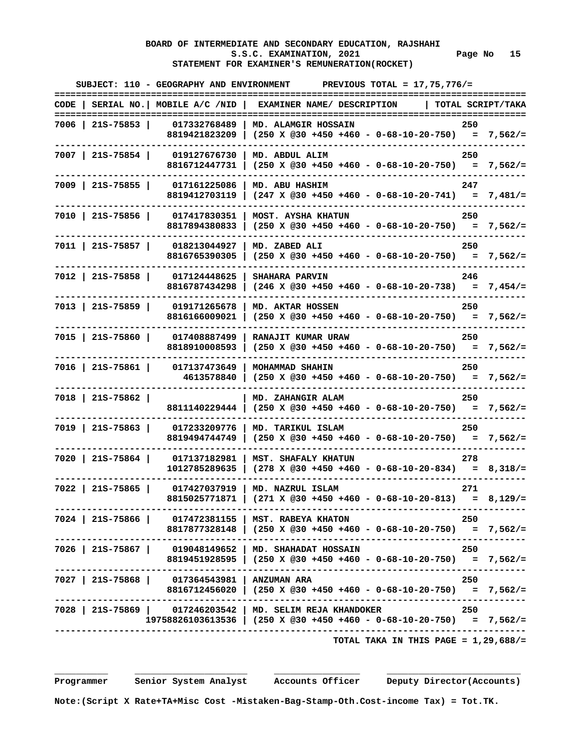**BOARD OF INTERMEDIATE AND SECONDARY EDUCATION, RAJSHAHI**
**S.S.C. EXAMINATION, 2021** Page No 15
**STATEMENT FOR EXAMINER'S REMUNERATION(ROCKET)**

**SUBJECT: 110 - GEOGRAPHY AND ENVIRONMENT PREVIOUS TOTAL = 17,75,776/=**

| CODE | SERIAL NO. | MOBILE A/C /NID | EXAMINER NAME/ DESCRIPTION | TOTAL SCRIPT/TAKA |
|---|---|---|---|---|
| 7006 | 21S-75853 | 017332768489<br>8819421823209 | MD. ALAMGIR HOSSAIN<br>(250 X @30 +450 +460 - 0-68-10-20-750) | 250<br>= 7,562/= |
| 7007 | 21S-75854 | 019127676730<br>8816712447731 | MD. ABDUL ALIM<br>(250 X @30 +450 +460 - 0-68-10-20-750) | 250<br>= 7,562/= |
| 7009 | 21S-75855 | 017161225086<br>8819412703119 | MD. ABU HASHIM<br>(247 X @30 +450 +460 - 0-68-10-20-741) | 247<br>= 7,481/= |
| 7010 | 21S-75856 | 017417830351<br>8817894380833 | MOST. AYSHA KHATUN<br>(250 X @30 +450 +460 - 0-68-10-20-750) | 250<br>= 7,562/= |
| 7011 | 21S-75857 | 018213044927<br>8816765390305 | MD. ZABED ALI<br>(250 X @30 +450 +460 - 0-68-10-20-750) | 250<br>= 7,562/= |
| 7012 | 21S-75858 | 017124448625<br>8816787434298 | SHAHARA PARVIN<br>(246 X @30 +450 +460 - 0-68-10-20-738) | 246<br>= 7,454/= |
| 7013 | 21S-75859 | 019171265678<br>8816166009021 | MD. AKTAR HOSSEN<br>(250 X @30 +450 +460 - 0-68-10-20-750) | 250<br>= 7,562/= |
| 7015 | 21S-75860 | 017408887499<br>8818910008593 | RANAJIT KUMAR URAW<br>(250 X @30 +450 +460 - 0-68-10-20-750) | 250<br>= 7,562/= |
| 7016 | 21S-75861 | 017137473649<br>4613578840 | MOHAMMAD SHAHIN<br>(250 X @30 +450 +460 - 0-68-10-20-750) | 250<br>= 7,562/= |
| 7018 | 21S-75862 | <br>8811140229444 | MD. ZAHANGIR ALAM<br>(250 X @30 +450 +460 - 0-68-10-20-750) | 250<br>= 7,562/= |
| 7019 | 21S-75863 | 017233209776<br>8819494744749 | MD. TARIKUL ISLAM<br>(250 X @30 +450 +460 - 0-68-10-20-750) | 250<br>= 7,562/= |
| 7020 | 21S-75864 | 017137182981<br>1012785289635 | MST. SHAFALY KHATUN<br>(278 X @30 +450 +460 - 0-68-10-20-834) | 278<br>= 8,318/= |
| 7022 | 21S-75865 | 017427037919<br>8815025771871 | MD. NAZRUL ISLAM<br>(271 X @30 +450 +460 - 0-68-10-20-813) | 271<br>= 8,129/= |
| 7024 | 21S-75866 | 017472381155<br>8817877328148 | MST. RABEYA KHATON<br>(250 X @30 +450 +460 - 0-68-10-20-750) | 250<br>= 7,562/= |
| 7026 | 21S-75867 | 019048149652<br>8819451928595 | MD. SHAHADAT HOSSAIN<br>(250 X @30 +450 +460 - 0-68-10-20-750) | 250<br>= 7,562/= |
| 7027 | 21S-75868 | 017364543981<br>8816712456020 | ANZUMAN ARA<br>(250 X @30 +450 +460 - 0-68-10-20-750) | 250<br>= 7,562/= |
| 7028 | 21S-75869 | 017246203542<br>19758826103613536 | MD. SELIM REJA KHANDOKER<br>(250 X @30 +450 +460 - 0-68-10-20-750) | 250<br>= 7,562/= |

**TOTAL TAKA IN THIS PAGE = 1,29,688/=**

Programmer Senior System Analyst Accounts Officer Deputy Director(Accounts)

**Note:(Script X Rate+TA+Misc Cost -Mistaken-Bag-Stamp-Oth.Cost-income Tax) = Tot.TK.**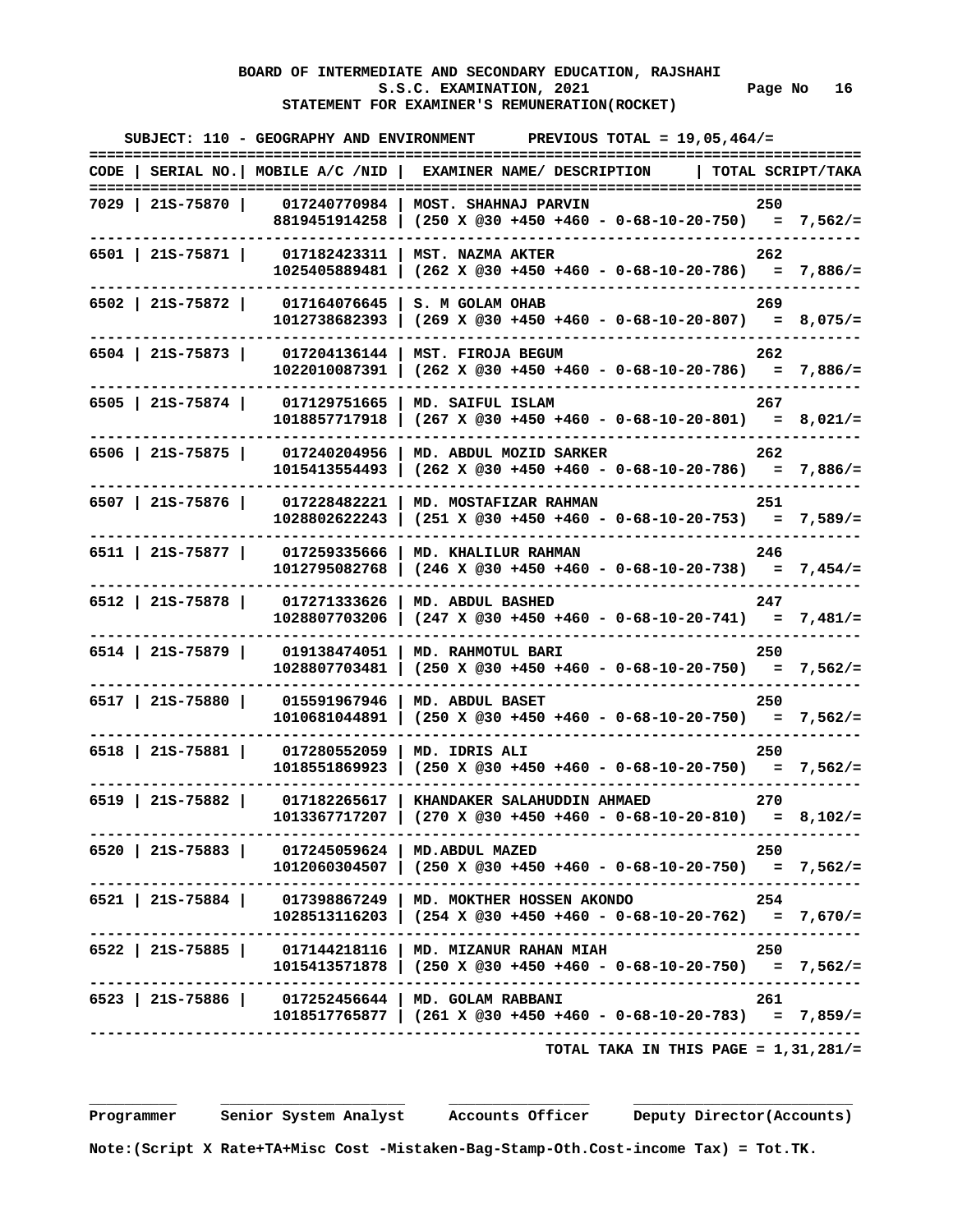**BOARD OF INTERMEDIATE AND SECONDARY EDUCATION, RAJSHAHI**
**S.S.C. EXAMINATION, 2021** Page No 16
**STATEMENT FOR EXAMINER'S REMUNERATION(ROCKET)**

**SUBJECT: 110 - GEOGRAPHY AND ENVIRONMENT PREVIOUS TOTAL = 19,05,464/=**

| CODE | SERIAL NO. | MOBILE A/C /NID | EXAMINER NAME/ DESCRIPTION | TOTAL SCRIPT/TAKA |
|---|---|---|---|---|
| 7029 | 21S-75870 | 017240770984 | MOST. SHAHNAJ PARVIN | 250 |
| | | 8819451914258 | (250 X @30 +450 +460 - 0-68-10-20-750) | = 7,562/= |
| 6501 | 21S-75871 | 017182423311 | MST. NAZMA AKTER | 262 |
| | | 1025405889481 | (262 X @30 +450 +460 - 0-68-10-20-786) | = 7,886/= |
| 6502 | 21S-75872 | 017164076645 | S. M GOLAM OHAB | 269 |
| | | 1012738682393 | (269 X @30 +450 +460 - 0-68-10-20-807) | = 8,075/= |
| 6504 | 21S-75873 | 017204136144 | MST. FIROJA BEGUM | 262 |
| | | 1022010087391 | (262 X @30 +450 +460 - 0-68-10-20-786) | = 7,886/= |
| 6505 | 21S-75874 | 017129751665 | MD. SAIFUL ISLAM | 267 |
| | | 1018857717918 | (267 X @30 +450 +460 - 0-68-10-20-801) | = 8,021/= |
| 6506 | 21S-75875 | 017240204956 | MD. ABDUL MOZID SARKER | 262 |
| | | 1015413554493 | (262 X @30 +450 +460 - 0-68-10-20-786) | = 7,886/= |
| 6507 | 21S-75876 | 017228482221 | MD. MOSTAFIZAR RAHMAN | 251 |
| | | 1028802622243 | (251 X @30 +450 +460 - 0-68-10-20-753) | = 7,589/= |
| 6511 | 21S-75877 | 017259335666 | MD. KHALILUR RAHMAN | 246 |
| | | 1012795082768 | (246 X @30 +450 +460 - 0-68-10-20-738) | = 7,454/= |
| 6512 | 21S-75878 | 017271333626 | MD. ABDUL BASHED | 247 |
| | | 1028807703206 | (247 X @30 +450 +460 - 0-68-10-20-741) | = 7,481/= |
| 6514 | 21S-75879 | 019138474051 | MD. RAHMOTUL BARI | 250 |
| | | 1028807703481 | (250 X @30 +450 +460 - 0-68-10-20-750) | = 7,562/= |
| 6517 | 21S-75880 | 015591967946 | MD. ABDUL BASET | 250 |
| | | 1010681044891 | (250 X @30 +450 +460 - 0-68-10-20-750) | = 7,562/= |
| 6518 | 21S-75881 | 017280552059 | MD. IDRIS ALI | 250 |
| | | 1018551869923 | (250 X @30 +450 +460 - 0-68-10-20-750) | = 7,562/= |
| 6519 | 21S-75882 | 017182265617 | KHANDAKER SALAHUDDIN AHMAED | 270 |
| | | 1013367717207 | (270 X @30 +450 +460 - 0-68-10-20-810) | = 8,102/= |
| 6520 | 21S-75883 | 017245059624 | MD.ABDUL MAZED | 250 |
| | | 1012060304507 | (250 X @30 +450 +460 - 0-68-10-20-750) | = 7,562/= |
| 6521 | 21S-75884 | 017398867249 | MD. MOKTHER HOSSEN AKONDO | 254 |
| | | 1028513116203 | (254 X @30 +450 +460 - 0-68-10-20-762) | = 7,670/= |
| 6522 | 21S-75885 | 017144218116 | MD. MIZANUR RAHAN MIAH | 250 |
| | | 1015413571878 | (250 X @30 +450 +460 - 0-68-10-20-750) | = 7,562/= |
| 6523 | 21S-75886 | 017252456644 | MD. GOLAM RABBANI | 261 |
| | | 1018517765877 | (261 X @30 +450 +460 - 0-68-10-20-783) | = 7,859/= |

**TOTAL TAKA IN THIS PAGE = 1,31,281/=**

Programmer Senior System Analyst Accounts Officer Deputy Director(Accounts)

**Note:(Script X Rate+TA+Misc Cost -Mistaken-Bag-Stamp-Oth.Cost-income Tax) = Tot.TK.**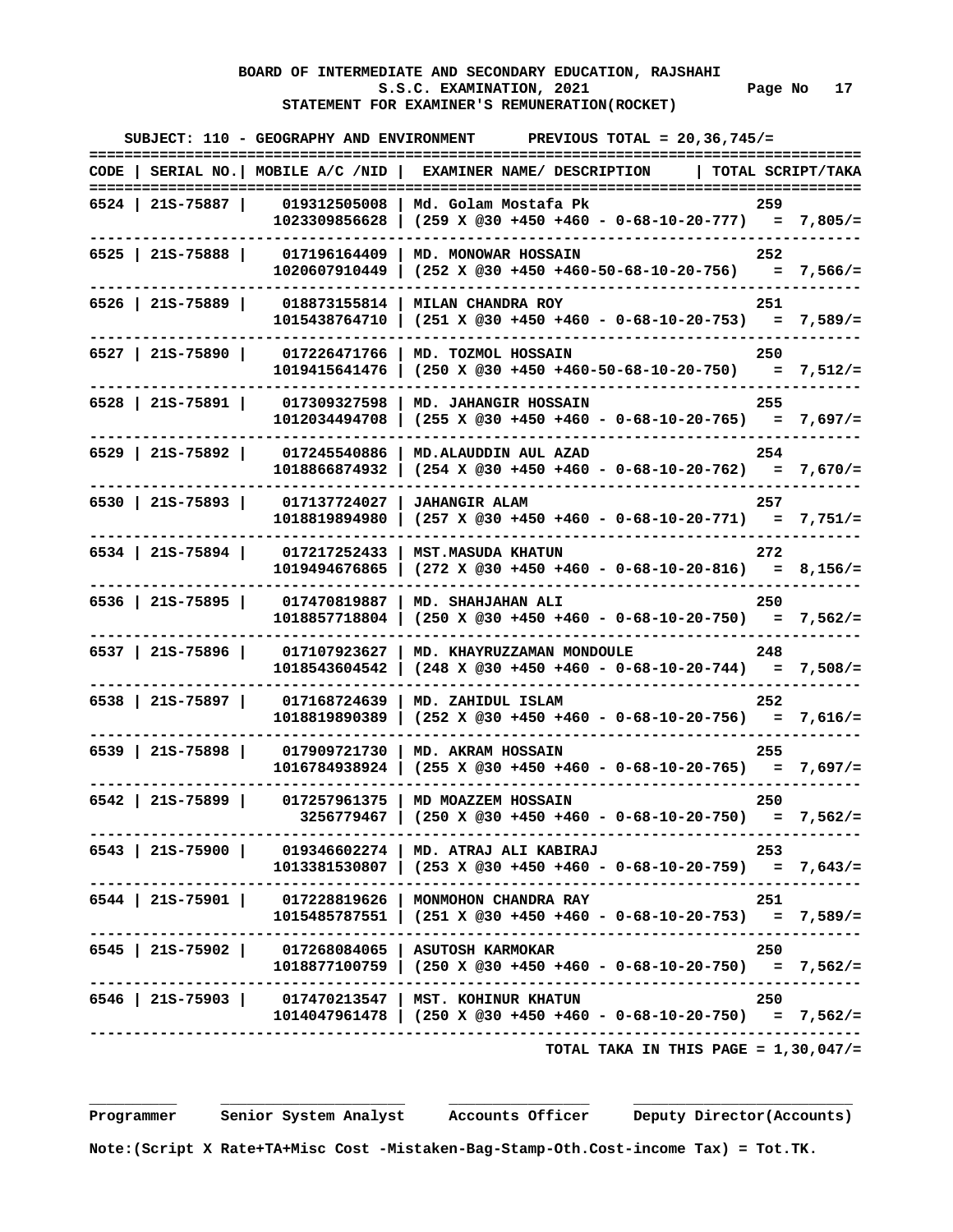# BOARD OF INTERMEDIATE AND SECONDARY EDUCATION, RAJSHAHI

## S.S.C. EXAMINATION, 2021

## STATEMENT FOR EXAMINER'S REMUNERATION(ROCKET)

SUBJECT: 110 - GEOGRAPHY AND ENVIRONMENT      PREVIOUS TOTAL = 20,36,745/=

| CODE | SERIAL NO. | MOBILE A/C /NID | EXAMINER NAME/ DESCRIPTION | TOTAL SCRIPT/TAKA |
|---|---|---|---|---|
| 6524 | 21S-75887 | 019312505008<br>1023309856628 | Md. Golam Mostafa Pk<br>(259 X @30 +450 +460 - 0-68-10-20-777) | 259<br>= 7,805/= |
| 6525 | 21S-75888 | 017196164409<br>1020607910449 | MD. MONOWAR HOSSAIN<br>(252 X @30 +450 +460-50-68-10-20-756) | 252<br>= 7,566/= |
| 6526 | 21S-75889 | 018873155814<br>1015438764710 | MILAN CHANDRA ROY<br>(251 X @30 +450 +460 - 0-68-10-20-753) | 251<br>= 7,589/= |
| 6527 | 21S-75890 | 017226471766<br>1019415641476 | MD. TOZMOL HOSSAIN<br>(250 X @30 +450 +460-50-68-10-20-750) | 250<br>= 7,512/= |
| 6528 | 21S-75891 | 017309327598<br>1012034494708 | MD. JAHANGIR HOSSAIN<br>(255 X @30 +450 +460 - 0-68-10-20-765) | 255<br>= 7,697/= |
| 6529 | 21S-75892 | 017245540886<br>1018866874932 | MD.ALAUDDIN AUL AZAD<br>(254 X @30 +450 +460 - 0-68-10-20-762) | 254<br>= 7,670/= |
| 6530 | 21S-75893 | 017137724027<br>1018819894980 | JAHANGIR ALAM<br>(257 X @30 +450 +460 - 0-68-10-20-771) | 257<br>= 7,751/= |
| 6534 | 21S-75894 | 017217252433<br>1019494676865 | MST.MASUDA KHATUN<br>(272 X @30 +450 +460 - 0-68-10-20-816) | 272<br>= 8,156/= |
| 6536 | 21S-75895 | 017470819887<br>1018857718804 | MD. SHAHJAHAN ALI<br>(250 X @30 +450 +460 - 0-68-10-20-750) | 250<br>= 7,562/= |
| 6537 | 21S-75896 | 017107923627<br>1018543604542 | MD. KHAYRUZZAMAN MONDOULE<br>(248 X @30 +450 +460 - 0-68-10-20-744) | 248<br>= 7,508/= |
| 6538 | 21S-75897 | 017168724639<br>1018819890389 | MD. ZAHIDUL ISLAM<br>(252 X @30 +450 +460 - 0-68-10-20-756) | 252<br>= 7,616/= |
| 6539 | 21S-75898 | 017909721730<br>1016784938924 | MD. AKRAM HOSSAIN<br>(255 X @30 +450 +460 - 0-68-10-20-765) | 255<br>= 7,697/= |
| 6542 | 21S-75899 | 017257961375<br>3256779467 | MD MOAZZEM HOSSAIN<br>(250 X @30 +450 +460 - 0-68-10-20-750) | 250<br>= 7,562/= |
| 6543 | 21S-75900 | 019346602274<br>1013381530807 | MD. ATRAJ ALI KABIRAJ<br>(253 X @30 +450 +460 - 0-68-10-20-759) | 253<br>= 7,643/= |
| 6544 | 21S-75901 | 017228819626<br>1015485787551 | MONMOHON CHANDRA RAY<br>(251 X @30 +450 +460 - 0-68-10-20-753) | 251<br>= 7,589/= |
| 6545 | 21S-75902 | 017268084065<br>1018877100759 | ASUTOSH KARMOKAR<br>(250 X @30 +450 +460 - 0-68-10-20-750) | 250<br>= 7,562/= |
| 6546 | 21S-75903 | 017470213547<br>1014047961478 | MST. KOHINUR KHATUN<br>(250 X @30 +450 +460 - 0-68-10-20-750) | 250<br>= 7,562/= |

TOTAL TAKA IN THIS PAGE = 1,30,047/=

Programmer      Senior System Analyst      Accounts Officer      Deputy Director(Accounts)

Note:(Script X Rate+TA+Misc Cost -Mistaken-Bag-Stamp-Oth.Cost-income Tax) = Tot.TK.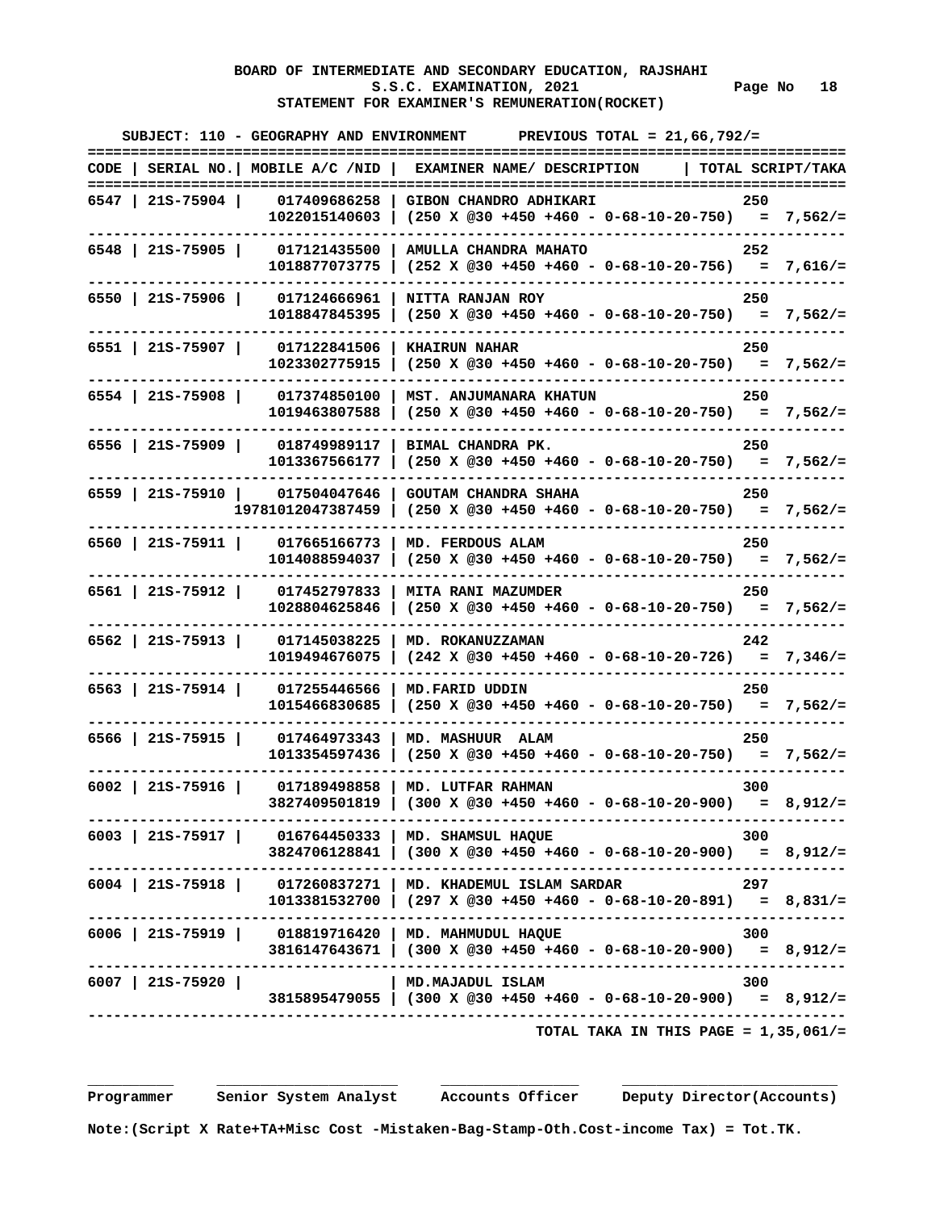**BOARD OF INTERMEDIATE AND SECONDARY EDUCATION, RAJSHAHI**
**S.S.C. EXAMINATION, 2021** Page No 18
**STATEMENT FOR EXAMINER'S REMUNERATION(ROCKET)**

**SUBJECT: 110 - GEOGRAPHY AND ENVIRONMENT PREVIOUS TOTAL = 21,66,792/=**

| CODE | SERIAL NO. | MOBILE A/C /NID | EXAMINER NAME/ DESCRIPTION | TOTAL SCRIPT/TAKA |
|---|---|---|---|---|
| 6547 | 21S-75904 | 017409686258<br>1022015140603 | GIBON CHANDRO ADHIKARI<br>(250 X @30 +450 +460 - 0-68-10-20-750) | 250<br>= 7,562/= |
| 6548 | 21S-75905 | 017121435500<br>1018877073775 | AMULLA CHANDRA MAHATO<br>(252 X @30 +450 +460 - 0-68-10-20-756) | 252<br>= 7,616/= |
| 6550 | 21S-75906 | 017124666961<br>1018847845395 | NITTA RANJAN ROY<br>(250 X @30 +450 +460 - 0-68-10-20-750) | 250<br>= 7,562/= |
| 6551 | 21S-75907 | 017122841506<br>1023302775915 | KHAIRUN NAHAR<br>(250 X @30 +450 +460 - 0-68-10-20-750) | 250<br>= 7,562/= |
| 6554 | 21S-75908 | 017374850100<br>1019463807588 | MST. ANJUMANARA KHATUN<br>(250 X @30 +450 +460 - 0-68-10-20-750) | 250<br>= 7,562/= |
| 6556 | 21S-75909 | 018749989117<br>1013367566177 | BIMAL CHANDRA PK.<br>(250 X @30 +450 +460 - 0-68-10-20-750) | 250<br>= 7,562/= |
| 6559 | 21S-75910 | 017504047646<br>19781012047387459 | GOUTAM CHANDRA SHAHA<br>(250 X @30 +450 +460 - 0-68-10-20-750) | 250<br>= 7,562/= |
| 6560 | 21S-75911 | 017665166773<br>1014088594037 | MD. FERDOUS ALAM<br>(250 X @30 +450 +460 - 0-68-10-20-750) | 250<br>= 7,562/= |
| 6561 | 21S-75912 | 017452797833<br>1028804625846 | MITA RANI MAZUMDER<br>(250 X @30 +450 +460 - 0-68-10-20-750) | 250<br>= 7,562/= |
| 6562 | 21S-75913 | 017145038225<br>1019494676075 | MD. ROKANUZZAMAN<br>(242 X @30 +450 +460 - 0-68-10-20-726) | 242<br>= 7,346/= |
| 6563 | 21S-75914 | 017255446566<br>1015466830685 | MD.FARID UDDIN<br>(250 X @30 +450 +460 - 0-68-10-20-750) | 250<br>= 7,562/= |
| 6566 | 21S-75915 | 017464973343<br>1013354597436 | MD. MASHUUR ALAM<br>(250 X @30 +450 +460 - 0-68-10-20-750) | 250<br>= 7,562/= |
| 6002 | 21S-75916 | 017189498858<br>3827409501819 | MD. LUTFAR RAHMAN<br>(300 X @30 +450 +460 - 0-68-10-20-900) | 300<br>= 8,912/= |
| 6003 | 21S-75917 | 016764450333<br>3824706128841 | MD. SHAMSUL HAQUE<br>(300 X @30 +450 +460 - 0-68-10-20-900) | 300<br>= 8,912/= |
| 6004 | 21S-75918 | 017260837271<br>1013381532700 | MD. KHADEMUL ISLAM SARDAR<br>(297 X @30 +450 +460 - 0-68-10-20-891) | 297<br>= 8,831/= |
| 6006 | 21S-75919 | 018819716420<br>3816147643671 | MD. MAHMUDUL HAQUE<br>(300 X @30 +450 +460 - 0-68-10-20-900) | 300<br>= 8,912/= |
| 6007 | 21S-75920 | <br>3815895479055 | MD.MAJADUL ISLAM<br>(300 X @30 +450 +460 - 0-68-10-20-900) | 300<br>= 8,912/= |

**TOTAL TAKA IN THIS PAGE = 1,35,061/=**

**Programmer** **Senior System Analyst** **Accounts Officer** **Deputy Director(Accounts)**

**Note:(Script X Rate+TA+Misc Cost -Mistaken-Bag-Stamp-Oth.Cost-income Tax) = Tot.TK.**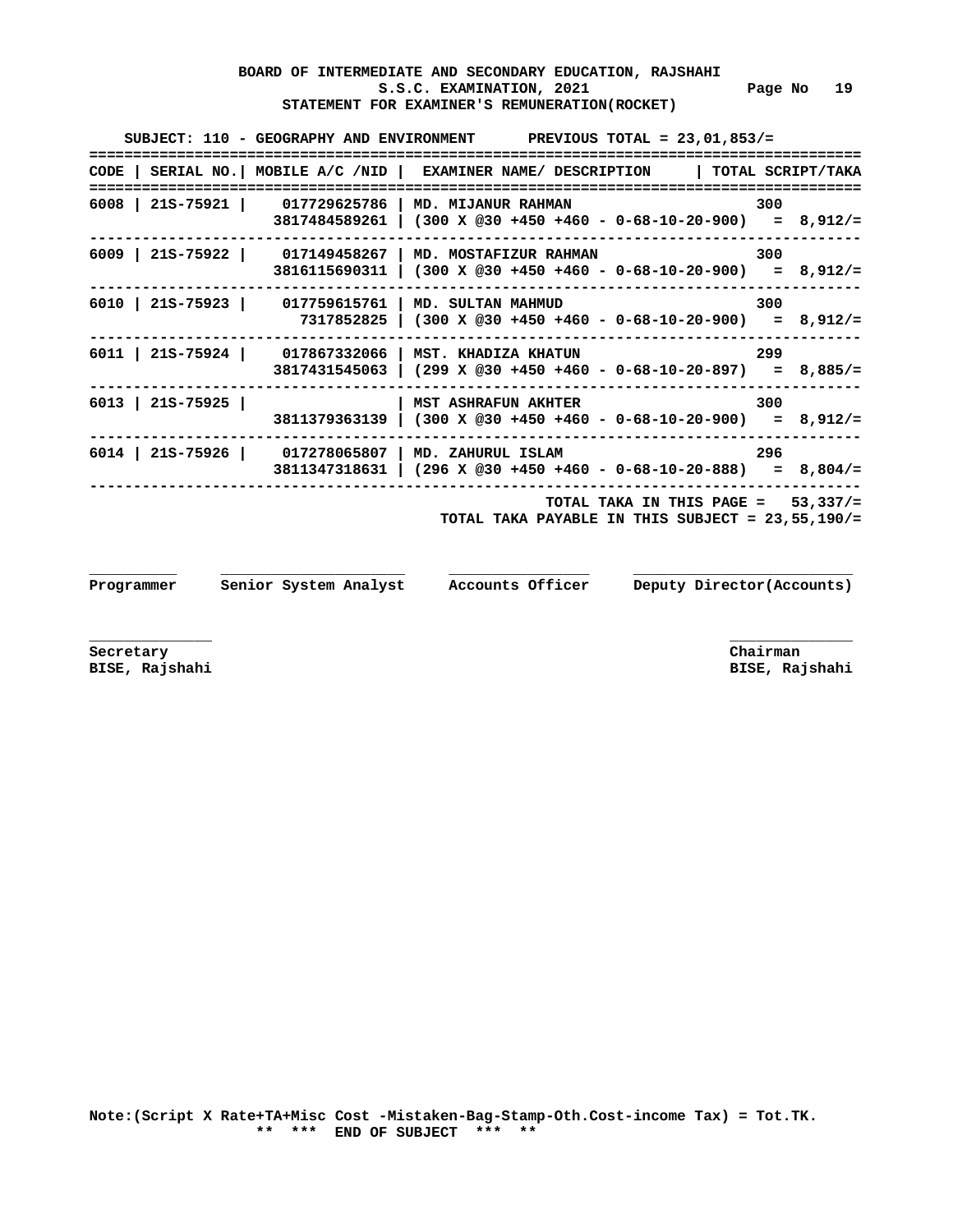**BOARD OF INTERMEDIATE AND SECONDARY EDUCATION, RAJSHAHI**
**S.S.C. EXAMINATION, 2021**
**STATEMENT FOR EXAMINER'S REMUNERATION(ROCKET)**

**SUBJECT: 110 - GEOGRAPHY AND ENVIRONMENT PREVIOUS TOTAL = 23,01,853/=**

| CODE | SERIAL NO. | MOBILE A/C /NID | EXAMINER NAME/ DESCRIPTION | TOTAL SCRIPT/TAKA |
|---|---|---|---|---|
| 6008 | 21S-75921 | 017729625786 | MD. MIJANUR RAHMAN | 300 |
| | | 3817484589261 | (300 X @30 +450 +460 - 0-68-10-20-900) | = 8,912/= |
| 6009 | 21S-75922 | 017149458267 | MD. MOSTAFIZUR RAHMAN | 300 |
| | | 3816115690311 | (300 X @30 +450 +460 - 0-68-10-20-900) | = 8,912/= |
| 6010 | 21S-75923 | 017759615761 | MD. SULTAN MAHMUD | 300 |
| | | 7317852825 | (300 X @30 +450 +460 - 0-68-10-20-900) | = 8,912/= |
| 6011 | 21S-75924 | 017867332066 | MST. KHADIZA KHATUN | 299 |
| | | 3817431545063 | (299 X @30 +450 +460 - 0-68-10-20-897) | = 8,885/= |
| 6013 | 21S-75925 | | MST ASHRAFUN AKHTER | 300 |
| | | 3811379363139 | (300 X @30 +450 +460 - 0-68-10-20-900) | = 8,912/= |
| 6014 | 21S-75926 | 017278065807 | MD. ZAHURUL ISLAM | 296 |
| | | 3811347318631 | (296 X @30 +450 +460 - 0-68-10-20-888) | = 8,804/= |

**TOTAL TAKA IN THIS PAGE = 53,337/=**
**TOTAL TAKA PAYABLE IN THIS SUBJECT = 23,55,190/=**

**Programmer** **Senior System Analyst** **Accounts Officer** **Deputy Director(Accounts)**

**Secretary**
**BISE, Rajshahi**

**Chairman**
**BISE, Rajshahi**

**Note:(Script X Rate+TA+Misc Cost -Mistaken-Bag-Stamp-Oth.Cost-income Tax) = Tot.TK.**
**\*\* \*\*\* END OF SUBJECT \*\*\* \*\***